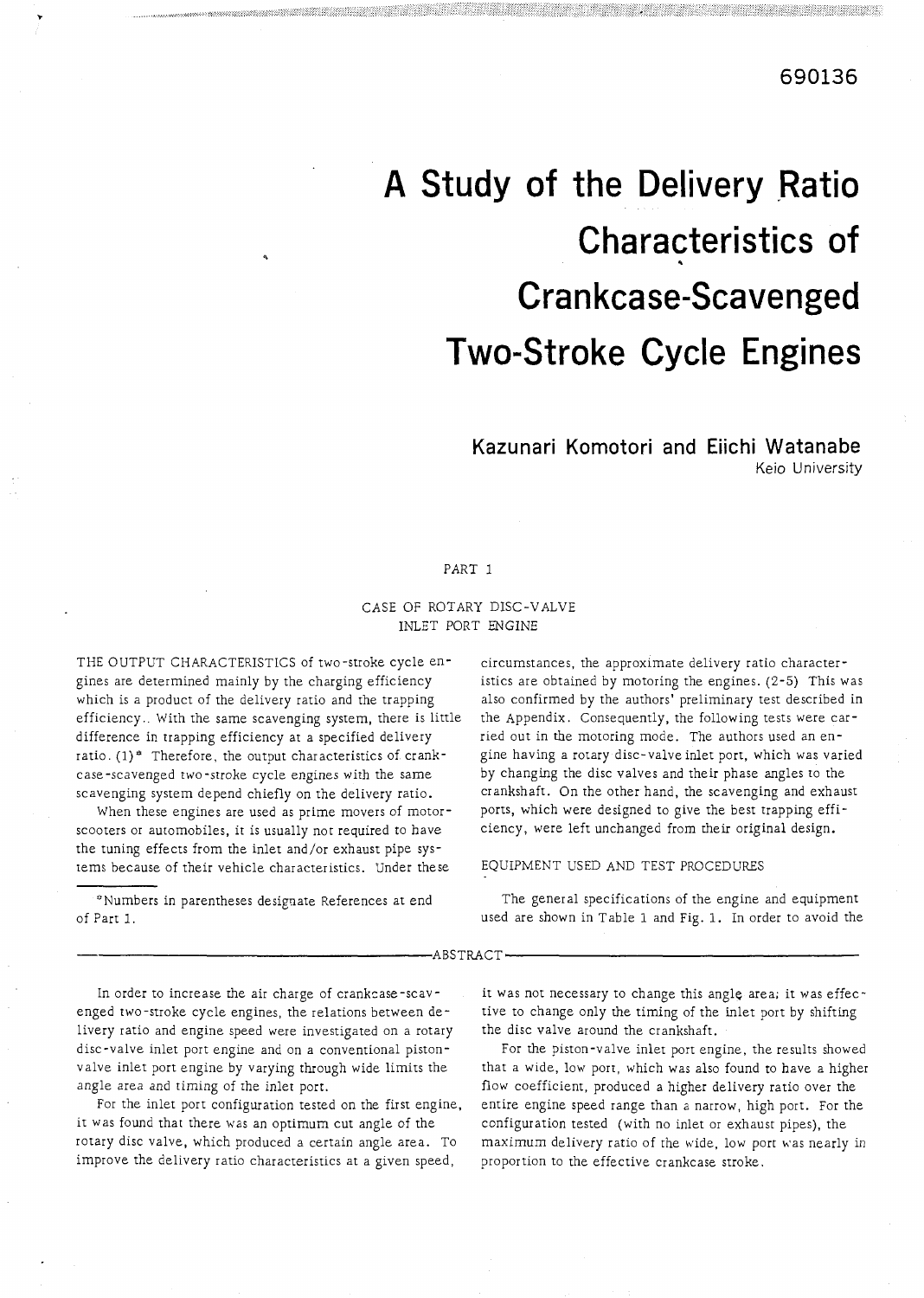690136

# A Study of the Delivery Ratio Characteristics of Crankcase-Scavenged Two-Stroke Cycle Engines

**Kazunari Komotori and Eiichi Watanabe**
Keio University

## ABSTRACT

In order to increase the air charge of crankcase-scavenged two-stroke cycle engines, the relations between delivery ratio and engine speed were investigated on a rotary disc-valve inlet port engine and on a conventional piston-valve inlet port engine by varying through wide limits the angle area and timing of the inlet port.

For the inlet port configuration tested on the first engine, it was found that there was an optimum cut angle of the rotary disc valve, which produced a certain angle area. To improve the delivery ratio characteristics at a given speed, it was not necessary to change this angle area; it was effective to change only the timing of the inlet port by shifting the disc valve around the crankshaft.

For the piston-valve inlet port engine, the results showed that a wide, low port, which was also found to have a higher flow coefficient, produced a higher delivery ratio over the entire engine speed range than a narrow, high port. For the configuration tested (with no inlet or exhaust pipes), the maximum delivery ratio of the wide, low port was nearly in proportion to the effective crankcase stroke.

## PART 1

### CASE OF ROTARY DISC-VALVE INLET PORT ENGINE

THE OUTPUT CHARACTERISTICS of two-stroke cycle engines are determined mainly by the charging efficiency which is a product of the delivery ratio and the trapping efficiency. With the same scavenging system, there is little difference in trapping efficiency at a specified delivery ratio. (1)* Therefore, the output characteristics of crankcase-scavenged two-stroke cycle engines with the same scavenging system depend chiefly on the delivery ratio.

When these engines are used as prime movers of motorscooters or automobiles, it is usually not required to have the tuning effects from the inlet and/or exhaust pipe systems because of their vehicle characteristics. Under these circumstances, the approximate delivery ratio characteristics are obtained by motoring the engines. (2-5) This was also confirmed by the authors' preliminary test described in the Appendix. Consequently, the following tests were carried out in the motoring mode. The authors used an engine having a rotary disc-valve inlet port, which was varied by changing the disc valves and their phase angles to the crankshaft. On the other hand, the scavenging and exhaust ports, which were designed to give the best trapping efficiency, were left unchanged from their original design.

### EQUIPMENT USED AND TEST PROCEDURES

The general specifications of the engine and equipment used are shown in Table 1 and Fig. 1. In order to avoid the

*Numbers in parentheses designate References at end of Part 1.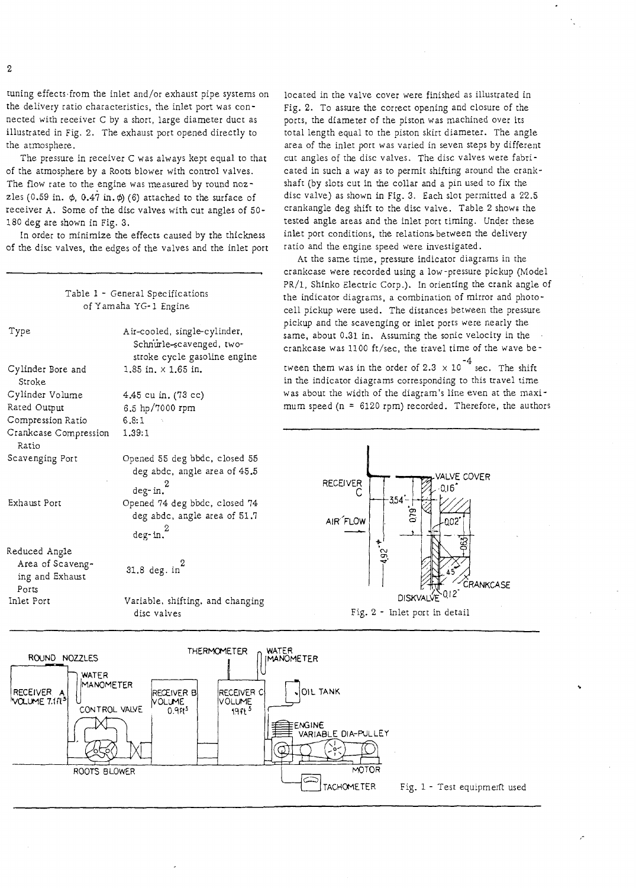tuning effects from the inlet and/or exhaust pipe systems on the delivery ratio characteristics, the inlet port was connected with receiver C by a short, large diameter duct as illustrated in Fig. 2. The exhaust port opened directly to the atmosphere.

The pressure in receiver C was always kept equal to that of the atmosphere by a Roots blower with control valves. The flow rate to the engine was measured by round nozzles (0.59 in. $\phi$, 0.47 in. $\phi$) (6) attached to the surface of receiver A. Some of the disc valves with cut angles of 50-180 deg are shown in Fig. 3.

In order to minimize the effects caused by the thickness of the disc valves, the edges of the valves and the inlet port located in the valve cover were finished as illustrated in Fig. 2. To assure the correct opening and closure of the ports, the diameter of the piston was machined over its total length equal to the piston skirt diameter. The angle area of the inlet port was varied in seven steps by different cut angles of the disc valves. The disc valves were fabricated in such a way as to permit shifting around the crankshaft (by slots cut in the collar and a pin used to fix the disc valve) as shown in Fig. 3. Each slot permitted a 22.5 crankangle deg shift to the disc valve. Table 2 shows the tested angle areas and the inlet port timing. Under these inlet port conditions, the relations between the delivery ratio and the engine speed were investigated.

At the same time, pressure indicator diagrams in the crankcase were recorded using a low-pressure pickup (Model PR/1, Shinko Electric Corp.). In orienting the crank angle of the indicator diagrams, a combination of mirror and photocell pickup were used. The distances between the pressure pickup and the scavenging or inlet ports were nearly the same, about 0.31 in. Assuming the sonic velocity in the crankcase was 1100 ft/sec, the travel time of the wave between them was in the order of $2.3 \times 10^{-4}$ sec. The shift in the indicator diagrams corresponding to this travel time was about the width of the diagram's line even at the maximum speed (n = 6120 rpm) recorded. Therefore, the authors

Table 1 - General Specifications of Yamaha YG-1 Engine

| | |
|---|---|
| Type | Air-cooled, single-cylinder, Schnürle-scavenged, two-stroke cycle gasoline engine |
| Cylinder Bore and Stroke | 1.85 in. × 1.65 in. |
| Cylinder Volume | 4.45 cu in. (73 cc) |
| Rated Output | 6.5 hp/7000 rpm |
| Compression Ratio | 6.8:1 |
| Crankcase Compression Ratio | 1.39:1 |
| Scavenging Port | Opened 55 deg bbdc, closed 55 deg abdc, angle area of 45.5 deg-in.$^2$ |
| Exhaust Port | Opened 74 deg bbdc, closed 74 deg abdc, angle area of 51.7 deg-in.$^2$ |
| Reduced Angle Area of Scavenging and Exhaust Ports | 31.8 deg. in$^2$ |
| Inlet Port | Variable, shifting, and changing disc valves |

Fig. 2 - Inlet port in detail

Fig. 1 - Test equipment used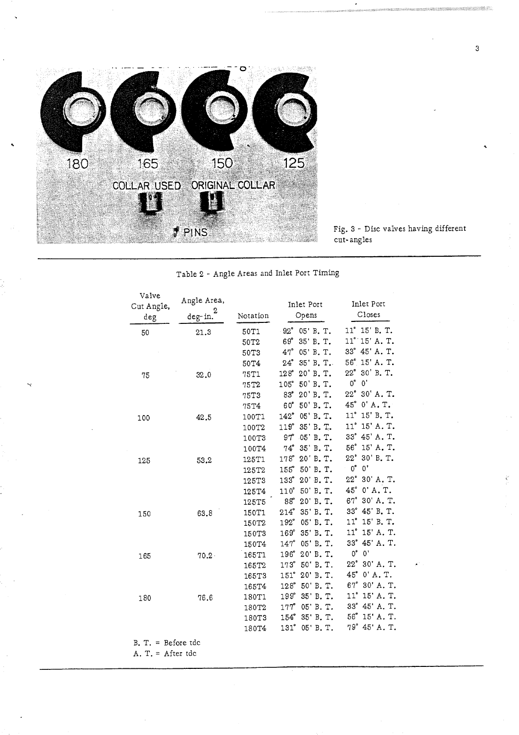Fig. 3 - Disc valves having different cut-angles

Table 2 - Angle Areas and Inlet Port Timing

| Valve Cut Angle, deg | Angle Area, deg-in.$^2$ | Notation | Inlet Port Opens | Inlet Port Closes |
|---|---|---|---|---|
| 50 | 21.3 | 50T1 | 92° 05' B. T. | 11° 15' B. T. |
| | | 50T2 | 69° 35' B. T. | 11° 15' A. T. |
| | | 50T3 | 47° 05' B. T. | 33° 45' A. T. |
| | | 50T4 | 24° 35' B. T. | 56° 15' A. T. |
| 75 | 32.0 | 75T1 | 128° 20' B. T. | 22° 30' B. T. |
| | | 75T2 | 105° 50' B. T. | 0° 0' |
| | | 75T3 | 83° 20' B. T. | 22° 30' A. T. |
| | | 75T4 | 60° 50' B. T. | 45° 0' A. T. |
| 100 | 42.5 | 100T1 | 142° 05' B. T. | 11° 15' B. T. |
| | | 100T2 | 119° 35' B. T. | 11° 15' A. T. |
| | | 100T3 | 97° 05' B. T. | 33° 45' A. T. |
| | | 100T4 | 74° 35' B. T. | 56° 15' A. T. |
| 125 | 53.2 | 125T1 | 178° 20' B. T. | 22° 30' B. T. |
| | | 125T2 | 155° 50' B. T. | 0° 0' |
| | | 125T3 | 133° 20' B. T. | 22° 30' A. T. |
| | | 125T4 | 110° 50' B. T. | 45° 0' A. T. |
| | | 125T5 | 88° 20' B. T. | 67° 30' A. T. |
| 150 | 63.8 | 150T1 | 214° 35' B. T. | 33° 45' B. T. |
| | | 150T2 | 192° 05' B. T. | 11° 15' B. T. |
| | | 150T3 | 169° 35' B. T. | 11° 15' A. T. |
| | | 150T4 | 147° 05' B. T. | 33° 45' A. T. |
| 165 | 70.2 | 165T1 | 196° 20' B. T. | 0° 0' |
| | | 165T2 | 173° 50' B. T. | 22° 30' A. T. |
| | | 165T3 | 151° 20' B. T. | 45° 0' A. T. |
| | | 165T4 | 128° 50' B. T. | 67° 30' A. T. |
| 180 | 76.6 | 180T1 | 199° 35' B. T. | 11° 15' A. T. |
| | | 180T2 | 177° 05' B. T. | 33° 45' A. T. |
| | | 180T3 | 154° 35' B. T. | 56° 15' A. T. |
| | | 180T4 | 131° 05' B. T. | 79° 45' A. T. |

B. T. = Before tdc
A. T. = After tdc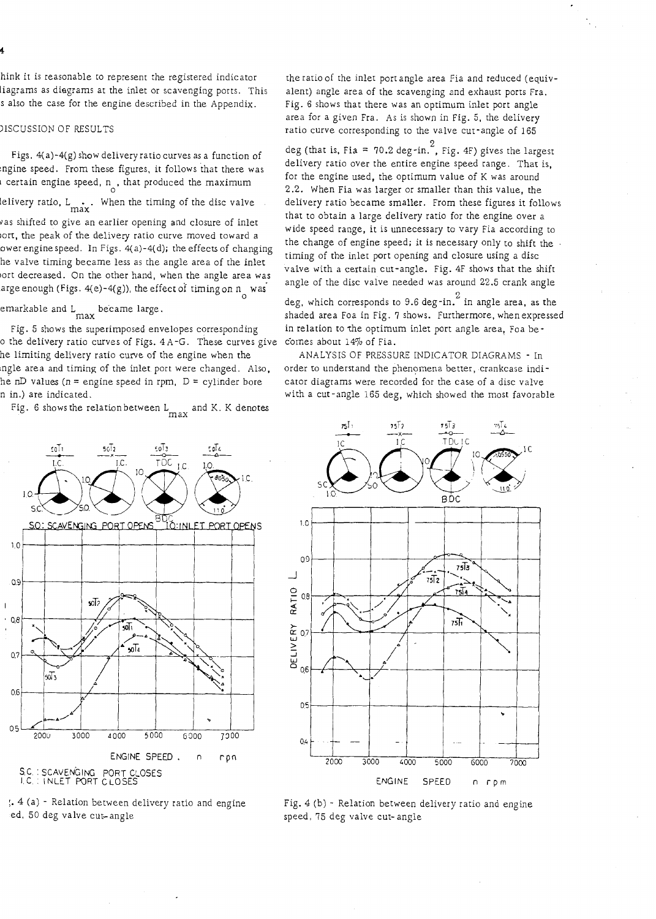hink it is reasonable to represent the registered indicator diagrams as diagrams at the inlet or scavenging ports. This s also the case for the engine described in the Appendix.

## DISCUSSION OF RESULTS

Figs. 4(a)-4(g) show delivery ratio curves as a function of engine speed. From these figures, it follows that there was a certain engine speed, $n_o$, that produced the maximum delivery ratio, $L_{max}$. When the timing of the disc valve was shifted to give an earlier opening and closure of inlet port, the peak of the delivery ratio curve moved toward a lower engine speed. In Figs. 4(a)-4(d); the effects of changing the valve timing became less as the angle area of the inlet port decreased. On the other hand, when the angle area was large enough (Figs. 4(e)-4(g)), the effect of timing on $n_o$ was remarkable and $L_{max}$ became large.

Fig. 5 shows the superimposed envelopes corresponding to the delivery ratio curves of Figs. 4A-G. These curves give the limiting delivery ratio curve of the engine when the angle area and timing of the inlet port were changed. Also, the nD values (n = engine speed in rpm, D = cylinder bore in in.) are indicated.

Fig. 6 shows the relation between $L_{max}$ and K. K denotes the ratio of the inlet port angle area Fia and reduced (equivalent) angle area of the scavenging and exhaust ports Fra. Fig. 6 shows that there was an optimum inlet port angle area for a given Fra. As is shown in Fig. 5, the delivery ratio curve corresponding to the valve cut-angle of 165 deg (that is, Fia = 70.2 deg-in.$^2$, Fig. 4F) gives the largest delivery ratio over the entire engine speed range. That is, for the engine used, the optimum value of K was around 2.2. When Fia was larger or smaller than this value, the delivery ratio became smaller. From these figures it follows that to obtain a large delivery ratio for the engine over a wide speed range, it is unnecessary to vary Fia according to the change of engine speed; it is necessary only to shift the timing of the inlet port opening and closure using a disc valve with a certain cut-angle. Fig. 4F shows that the shift angle of the disc valve needed was around 22.5 crank angle deg, which corresponds to 9.6 deg-in.$^2$ in angle area, as the shaded area Foa in Fig. 7 shows. Furthermore, when expressed in relation to the optimum inlet port angle area, Foa becomes about 14% of Fia.

ANALYSIS OF PRESSURE INDICATOR DIAGRAMS - In order to understand the phenomena better, crankcase indicator diagrams were recorded for the case of a disc valve with a cut-angle 165 deg, which showed the most favorable

Fig. 4 (a) - Relation between delivery ratio and engine speed, 50 deg valve cut-angle

Fig. 4 (b) - Relation between delivery ratio and engine speed, 75 deg valve cut-angle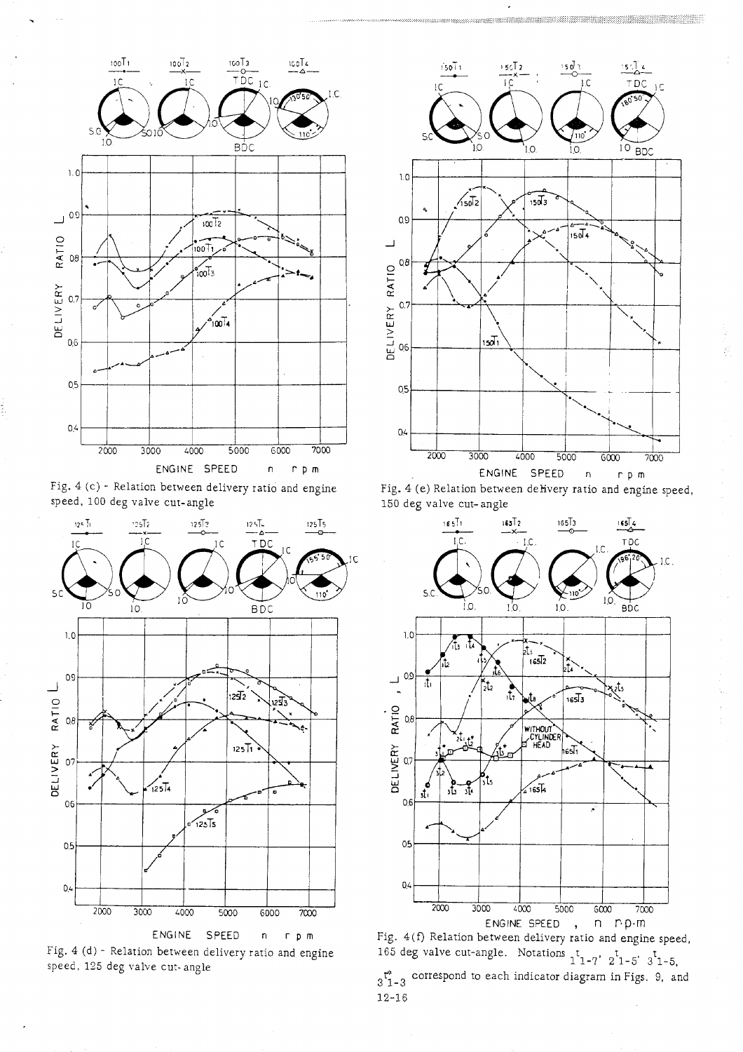Fig. 4 (c) - Relation between delivery ratio and engine speed, 100 deg valve cut-angle

Fig. 4 (d) - Relation between delivery ratio and engine speed, 125 deg valve cut-angle

Fig. 4 (e) Relation between delivery ratio and engine speed, 150 deg valve cut-angle

Fig. 4(f) Relation between delivery ratio and engine speed, 165 deg valve cut-angle. Notations $_1t_{1-7}$, $_2t_{1-5}$, $_3t_{1-5}$, $_3t^*_{1-3}$ correspond to each indicator diagram in Figs. 9, and 12-16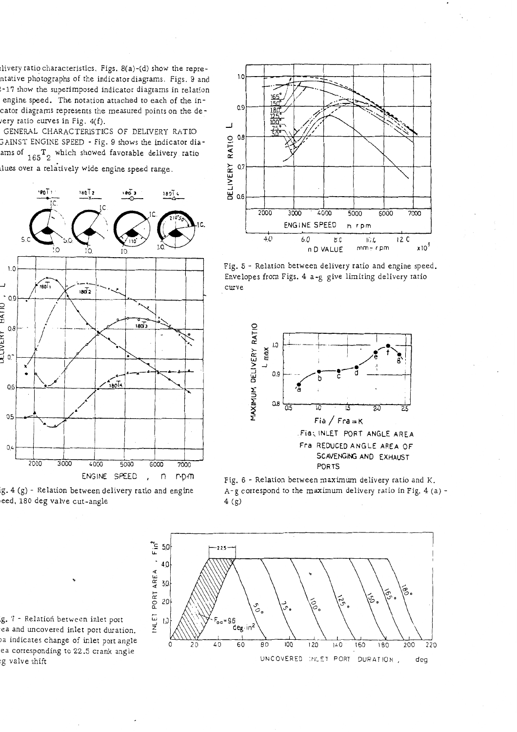elivery ratio characteristics. Figs. 8(a)-(d) show the representative photographs of the indicator diagrams. Figs. 9 and -17 show the superimposed indicator diagrams in relation engine speed. The notation attached to each of the indicator diagrams represents the measured points on the delivery ratio curves in Fig. 4(f).

GENERAL CHARACTERISTICS OF DELIVERY RATIO AGAINST ENGINE SPEED - Fig. 9 shows the indicator diagrams of ${}_{165}T_2$ which showed favorable delivery ratio values over a relatively wide engine speed range.

ig. 4 (g) - Relation between delivery ratio and engine speed, 180 deg valve cut-angle

Fig. 5 - Relation between delivery ratio and engine speed. Envelopes from Figs. 4 a-g give limiting delivery ratio curve

Fig. 6 - Relation between maximum delivery ratio and K. A-g correspond to the maximum delivery ratio in Fig. 4 (a) - 4 (g)

ig. 7 - Relation between inlet port area and uncovered inlet port duration. $F_{oa}$ indicates change of inlet port angle area corresponding to 22.5 crank angle deg valve shift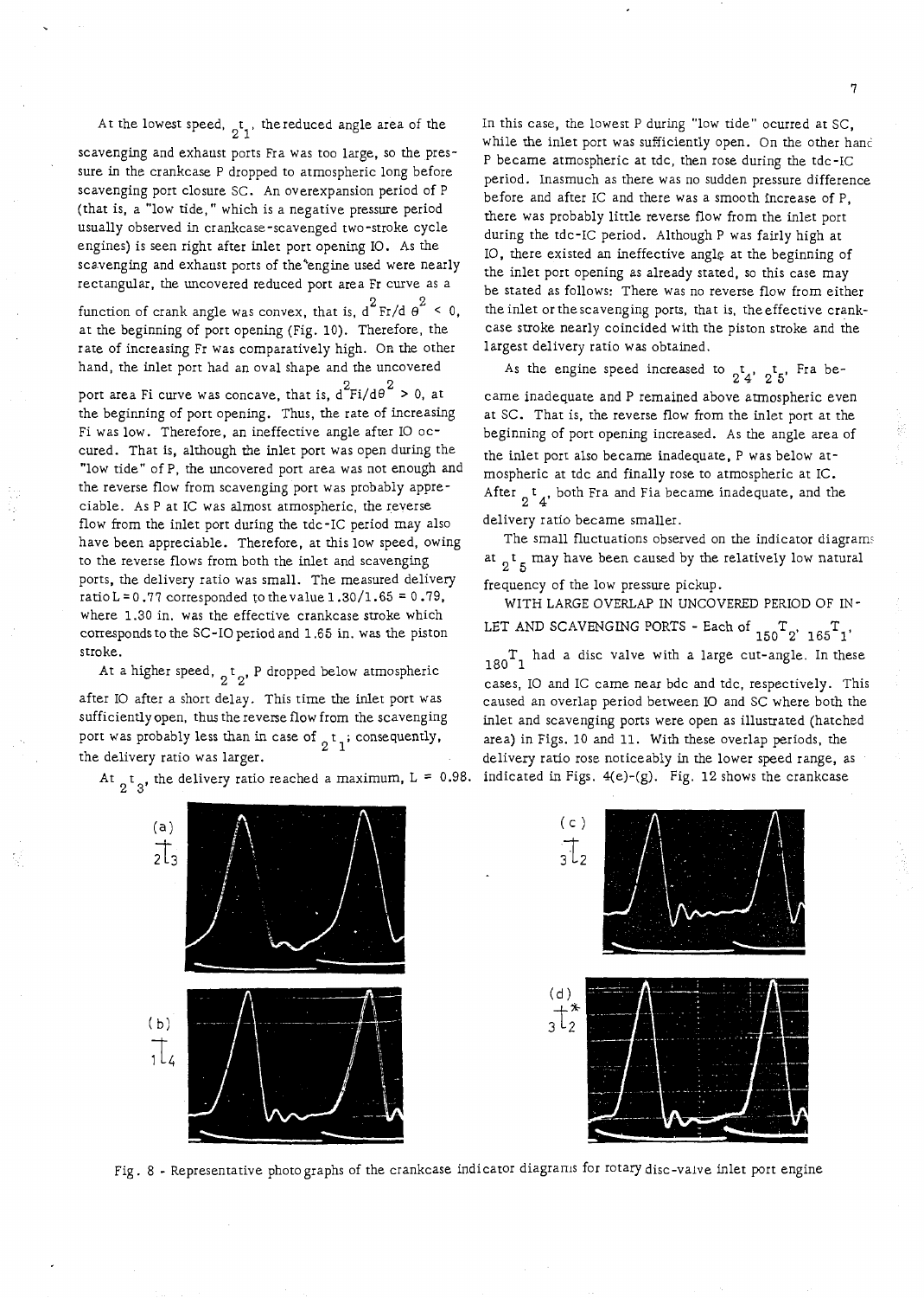At the lowest speed, ${}_2t_1$, the reduced angle area of the scavenging and exhaust ports Fra was too large, so the pressure in the crankcase P dropped to atmospheric long before scavenging port closure SC. An overexpansion period of P (that is, a "low tide," which is a negative pressure period usually observed in crankcase-scavenged two-stroke cycle engines) is seen right after inlet port opening IO. As the scavenging and exhaust ports of the engine used were nearly rectangular, the uncovered reduced port area Fr curve as a function of crank angle was convex, that is, $d^2Fr/d\theta^2 < 0$, at the beginning of port opening (Fig. 10). Therefore, the rate of increasing Fr was comparatively high. On the other hand, the inlet port had an oval shape and the uncovered port area Fi curve was concave, that is, $d^2Fi/d\theta^2 > 0$, at the beginning of port opening. Thus, the rate of increasing Fi was low. Therefore, an ineffective angle after IO occurred. That is, although the inlet port was open during the "low tide" of P, the uncovered port area was not enough and the reverse flow from scavenging port was probably appreciable. As P at IC was almost atmospheric, the reverse flow from the inlet port during the tdc-IC period may also have been appreciable. Therefore, at this low speed, owing to the reverse flows from both the inlet and scavenging ports, the delivery ratio was small. The measured delivery ratio L = 0.77 corresponded to the value 1.30/1.65 = 0.79, where 1.30 in. was the effective crankcase stroke which corresponds to the SC-IO period and 1.65 in. was the piston stroke.

At a higher speed, ${}_2t_2$, P dropped below atmospheric after IO after a short delay. This time the inlet port was sufficiently open, thus the reverse flow from the scavenging port was probably less than in case of ${}_2t_1$; consequently, the delivery ratio was larger.

At ${}_2t_3$, the delivery ratio reached a maximum, L = 0.98. In this case, the lowest P during "low tide" ocurred at SC, while the inlet port was sufficiently open. On the other hand P became atmospheric at tdc, then rose during the tdc-IC period. Inasmuch as there was no sudden pressure difference before and after IC and there was a smooth increase of P, there was probably little reverse flow from the inlet port during the tdc-IC period. Although P was fairly high at IO, there existed an ineffective angle at the beginning of the inlet port opening as already stated, so this case may be stated as follows: There was no reverse flow from either the inlet or the scavenging ports, that is, the effective crankcase stroke nearly coincided with the piston stroke and the largest delivery ratio was obtained.

As the engine speed increased to ${}_2t_4$, ${}_2t_5$, Fra became inadequate and P remained above atmospheric even at SC. That is, the reverse flow from the inlet port at the beginning of port opening increased. As the angle area of the inlet port also became inadequate, P was below atmospheric at tdc and finally rose to atmospheric at IC. After ${}_2t_4$, both Fra and Fia became inadequate, and the delivery ratio became smaller.

The small fluctuations observed on the indicator diagrams at ${}_2t_5$ may have been caused by the relatively low natural frequency of the low pressure pickup.

WITH LARGE OVERLAP IN UNCOVERED PERIOD OF INLET AND SCAVENGING PORTS - Each of ${}_{150}T_2$, ${}_{165}T_1$, ${}_{180}T_1$ had a disc valve with a large cut-angle. In these cases, IO and IC came near bdc and tdc, respectively. This caused an overlap period between IO and SC where both the inlet and scavenging ports were open as illustrated (hatched area) in Figs. 10 and 11. With these overlap periods, the delivery ratio rose noticeably in the lower speed range, as indicated in Figs. 4(e)-(g). Fig. 12 shows the crankcase

(a) ${}_2t_3$

(b) ${}_1t_4$

(c) ${}_3t_2$

(d) ${}_3t_2^*$

Fig. 8 - Representative photographs of the crankcase indicator diagrams for rotary disc-valve inlet port engine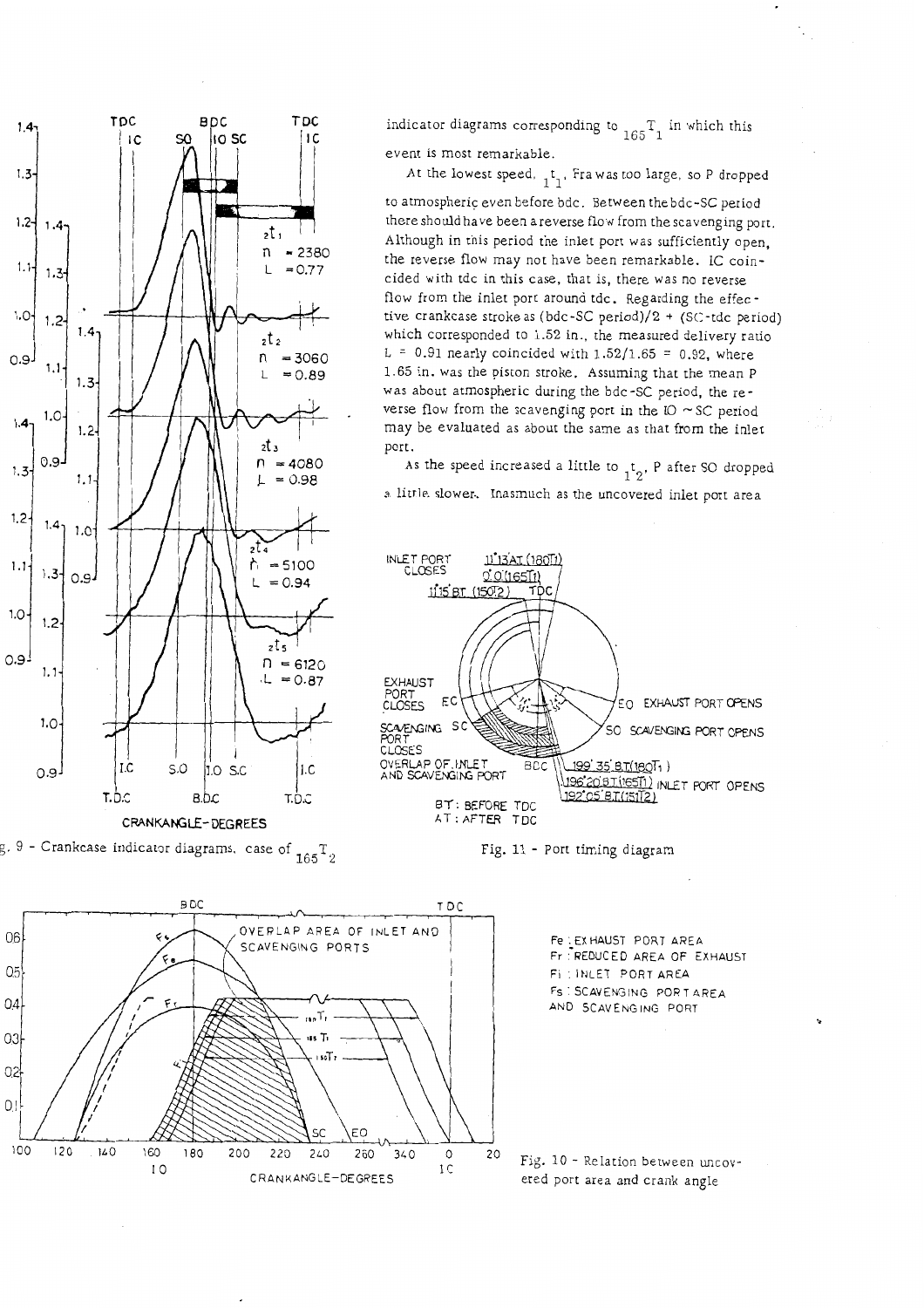indicator diagrams corresponding to ${}_{165}T_1$ in which this event is most remarkable.

At the lowest speed, ${}_1t_1$, Fra was too large, so P dropped to atmospheric even before bdc. Between the bdc-SC period there should have been a reverse flow from the scavenging port. Although in this period the inlet port was sufficiently open, the reverse flow may not have been remarkable. IC coincided with tdc in this case, that is, there was no reverse flow from the inlet port around tdc. Regarding the effective crankcase stroke as (bdc-SC period)/2 + (SC-tdc period) which corresponded to 1.52 in., the measured delivery ratio L = 0.91 nearly coincided with 1.52/1.65 = 0.92, where 1.65 in. was the piston stroke. Assuming that the mean P was about atmospheric during the bdc-SC period, the reverse flow from the scavenging port in the IO ~ SC period may be evaluated as about the same as that from the inlet port.

As the speed increased a little to ${}_1t_2$, P after SO dropped a little slower. Inasmuch as the uncovered inlet port area

g. 9 - Crankcase indicator diagrams, case of ${}_{165}T_2$

Fig. 11 - Port timing diagram

Fig. 10 - Relation between uncovered port area and crank angle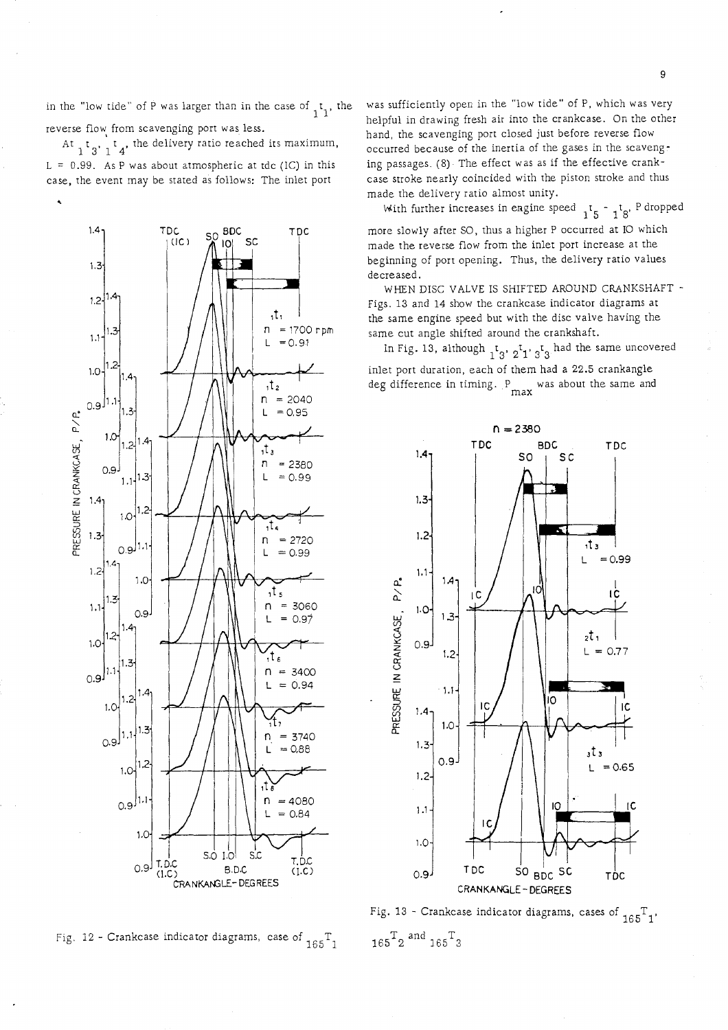in the "low tide" of P was larger than in the case of ${}_1t_1$, the reverse flow from scavenging port was less.

At ${}_1t_3$, ${}_1t_4$, the delivery ratio reached its maximum, L = 0.99. As P was about atmospheric at tdc (IC) in this case, the event may be stated as follows: The inlet port was sufficiently open in the "low tide" of P, which was very helpful in drawing fresh air into the crankcase. On the other hand, the scavenging port closed just before reverse flow occurred because of the inertia of the gases in the scavenging passages. (8) The effect was as if the effective crankcase stroke nearly coincided with the piston stroke and thus made the delivery ratio almost unity.

With further increases in engine speed ${}_1t_5$ - ${}_1t_8$, P dropped more slowly after SO, thus a higher P occurred at IO which made the reverse flow from the inlet port increase at the beginning of port opening. Thus, the delivery ratio values decreased.

WHEN DISC VALVE IS SHIFTED AROUND CRANKSHAFT - Figs. 13 and 14 show the crankcase indicator diagrams at the same engine speed but with the disc valve having the same cut angle shifted around the crankshaft.

In Fig. 13, although ${}_1t_3$, ${}_2t_1$, ${}_3t_3$ had the same uncovered inlet port duration, each of them had a 22.5 crankangle deg difference in timing. $P_{max}$ was about the same and

Fig. 12 - Crankcase indicator diagrams, case of ${}_{165}T_1$

Fig. 13 - Crankcase indicator diagrams, cases of ${}_{165}T_1$, ${}_{165}T_2$ and ${}_{165}T_3$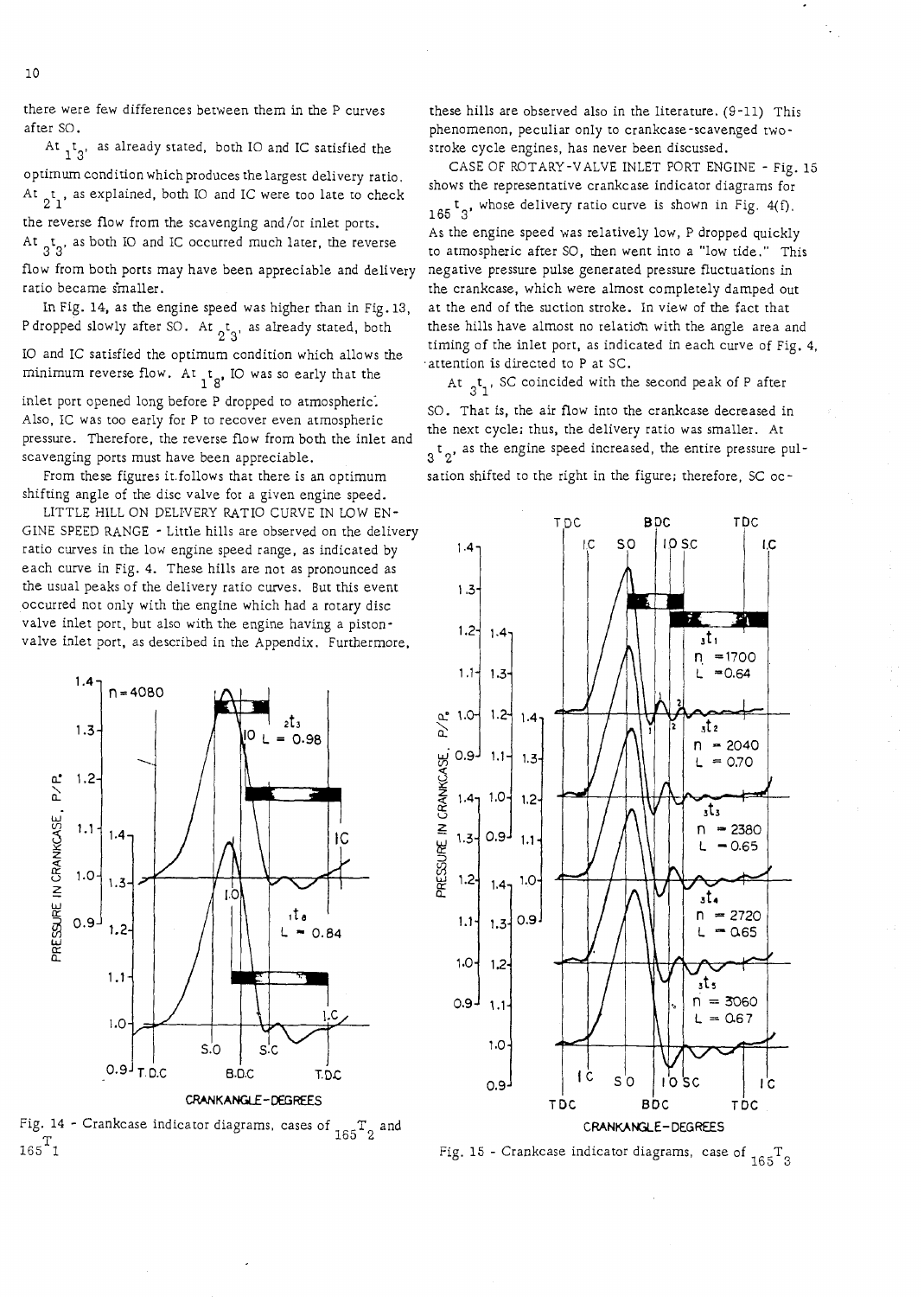there were few differences between them in the P curves after SO.

At ${}_1t_3$, as already stated, both IO and IC satisfied the optimum condition which produces the largest delivery ratio. At ${}_2t_1$, as explained, both IO and IC were too late to check the reverse flow from the scavenging and/or inlet ports. At ${}_3t_3$, as both IO and IC occurred much later, the reverse flow from both ports may have been appreciable and delivery ratio became smaller.

In Fig. 14, as the engine speed was higher than in Fig. 13, P dropped slowly after SO. At ${}_2t_3$, as already stated, both IO and IC satisfied the optimum condition which allows the minimum reverse flow. At ${}_1t_8$, IO was so early that the inlet port opened long before P dropped to atmospheric. Also, IC was too early for P to recover even atmospheric pressure. Therefore, the reverse flow from both the inlet and scavenging ports must have been appreciable.

From these figures it follows that there is an optimum shifting angle of the disc valve for a given engine speed.

LITTLE HILL ON DELIVERY RATIO CURVE IN LOW ENGINE SPEED RANGE - Little hills are observed on the delivery ratio curves in the low engine speed range, as indicated by each curve in Fig. 4. These hills are not as pronounced as the usual peaks of the delivery ratio curves. But this event occurred not only with the engine which had a rotary disc valve inlet port, but also with the engine having a piston-valve inlet port, as described in the Appendix. Furthermore, these hills are observed also in the literature. (9-11) This phenomenon, peculiar only to crankcase-scavenged two-stroke cycle engines, has never been discussed.

CASE OF ROTARY-VALVE INLET PORT ENGINE - Fig. 15 shows the representative crankcase indicator diagrams for ${}_{165}t_3$, whose delivery ratio curve is shown in Fig. 4(f). As the engine speed was relatively low, P dropped quickly to atmospheric after SO, then went into a "low tide." This negative pressure pulse generated pressure fluctuations in the crankcase, which were almost completely damped out at the end of the suction stroke. In view of the fact that these hills have almost no relation with the angle area and timing of the inlet port, as indicated in each curve of Fig. 4, attention is directed to P at SC.

At ${}_3t_1$, SC coincided with the second peak of P after SO. That is, the air flow into the crankcase decreased in the next cycle; thus, the delivery ratio was smaller. At ${}_3t_2$, as the engine speed increased, the entire pressure pulsation shifted to the right in the figure; therefore, SC oc-

Fig. 14 - Crankcase indicator diagrams, cases of ${}_{165}T_2$ and ${}_{165}T_1$

Fig. 15 - Crankcase indicator diagrams, case of ${}_{165}T_3$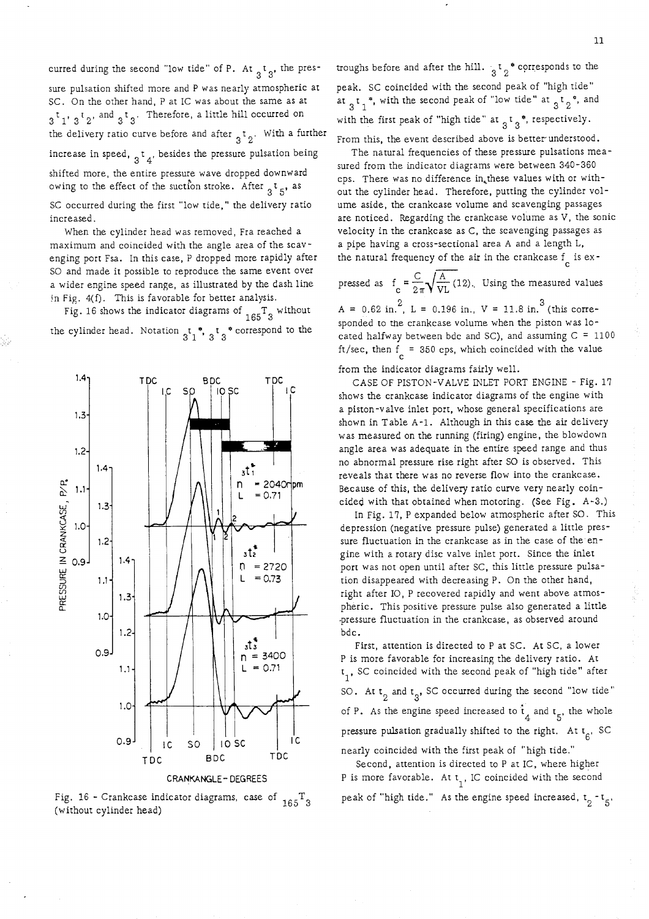curred during the second "low tide" of P. At ${}_3t_3$, the pressure pulsation shifted more and P was nearly atmospheric at SC. On the other hand, P at IC was about the same as at ${}_3t_1$, ${}_3t_2$, and ${}_3t_3$. Therefore, a little hill occurred on the delivery ratio curve before and after ${}_3t_2$. With a further increase in speed, ${}_3t_4$, besides the pressure pulsation being shifted more, the entire pressure wave dropped downward owing to the effect of the suction stroke. After ${}_3t_5$, as SC occurred during the first "low tide," the delivery ratio increased.

When the cylinder head was removed, Fra reached a maximum and coincided with the angle area of the scavenging port Fsa. In this case, P dropped more rapidly after SO and made it possible to reproduce the same event over a wider engine speed range, as illustrated by the dash line in Fig. 4(f). This is favorable for better analysis.

Fig. 16 shows the indicator diagrams of ${}_{165}T_3$ without the cylinder head. Notation ${}_3t_1$*, ${}_3t_3$* correspond to the troughs before and after the hill. ${}_3t_2$* corresponds to the peak. SC coincided with the second peak of "high tide" at ${}_3t_1$*, with the second peak of "low tide" at ${}_3t_2$*, and with the first peak of "high tide" at ${}_3t_3$*, respectively. From this, the event described above is better understood.

The natural frequencies of these pressure pulsations measured from the indicator diagrams were between 340-360 cps. There was no difference in these values with or without the cylinder head. Therefore, putting the cylinder volume aside, the crankcase volume and scavenging passages are noticed. Regarding the crankcase volume as V, the sonic velocity in the crankcase as C, the scavenging passages as a pipe having a cross-sectional area A and a length L, the natural frequency of the air in the crankcase $f_c$ is expressed as $f_c = \frac{C}{2\pi}\sqrt{\frac{A}{VL}}$ (12). Using the measured values $A = 0.62$ in.$^2$, $L = 0.196$ in., $V = 11.8$ in.$^3$ (this corresponded to the crankcase volume when the piston was located halfway between bdc and SC), and assuming $C = 1100$ ft/sec, then $f_c = 350$ cps, which coincided with the value from the indicator diagrams fairly well.

CASE OF PISTON-VALVE INLET PORT ENGINE - Fig. 17 shows the crankcase indicator diagrams of the engine with a piston-valve inlet port, whose general specifications are shown in Table A-1. Although in this case the air delivery was measured on the running (firing) engine, the blowdown angle area was adequate in the entire speed range and thus no abnormal pressure rise right after SO is observed. This reveals that there was no reverse flow into the crankcase. Because of this, the delivery ratio curve very nearly coincided with that obtained when motoring. (See Fig. A-3.)

In Fig. 17, P expanded below atmospheric after SO. This depression (negative pressure pulse) generated a little pressure fluctuation in the crankcase as in the case of the engine with a rotary disc valve inlet port. Since the inlet port was not open until after SC, this little pressure pulsation disappeared with decreasing P. On the other hand, right after IO, P recovered rapidly and went above atmospheric. This positive pressure pulse also generated a little pressure fluctuation in the crankcase, as observed around bdc.

First, attention is directed to P at SC. At SC, a lower P is more favorable for increasing the delivery ratio. At $t_1$, SC coincided with the second peak of "high tide" after SO. At $t_2$ and $t_3$, SC occurred during the second "low tide" of P. As the engine speed increased to $t_4$ and $t_5$, the whole pressure pulsation gradually shifted to the right. At $t_6$, SC nearly coincided with the first peak of "high tide."

Second, attention is directed to P at IC, where higher P is more favorable. At $t_1$, IC coincided with the second peak of "high tide." As the engine speed increased, $t_2$ - $t_5$,

Fig. 16 - Crankcase indicator diagrams, case of ${}_{165}T_3$ (without cylinder head)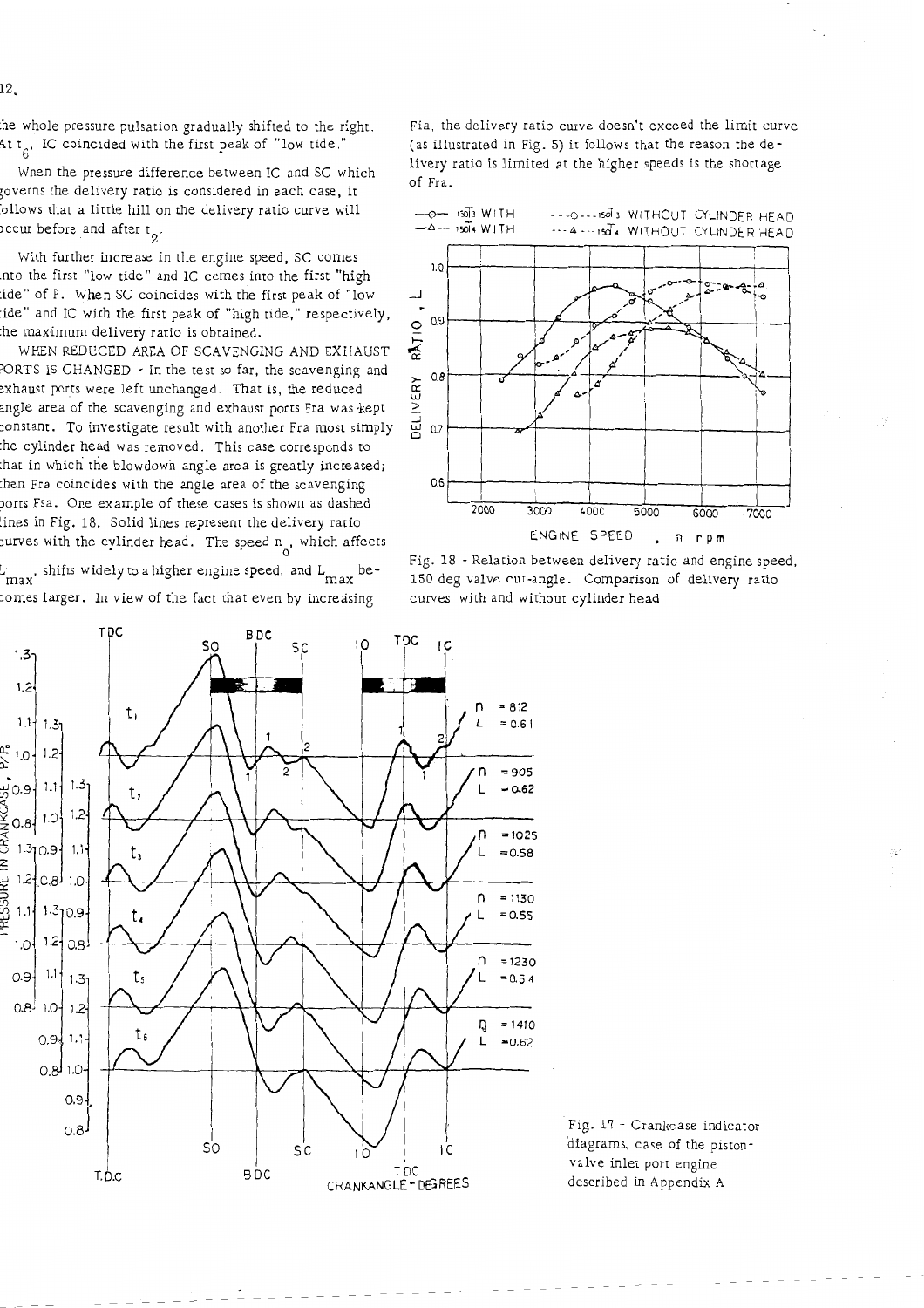the whole pressure pulsation gradually shifted to the right. At $t_6$, IC coincided with the first peak of "low tide."

When the pressure difference between IC and SC which governs the delivery ratio is considered in each case, it follows that a little hill on the delivery ratio curve will occur before and after $t_2$.

With further increase in the engine speed, SC comes into the first "low tide" and IC comes into the first "high tide" of P. When SC coincides with the first peak of "low tide" and IC with the first peak of "high tide," respectively, the maximum delivery ratio is obtained.

WHEN REDUCED AREA OF SCAVENGING AND EXHAUST PORTS IS CHANGED - In the test so far, the scavenging and exhaust ports were left unchanged. That is, the reduced angle area of the scavenging and exhaust ports Fra was kept constant. To investigate result with another Fra most simply the cylinder head was removed. This case corresponds to that in which the blowdown angle area is greatly increased; then Fra coincides with the angle area of the scavenging ports Fsa. One example of these cases is shown as dashed lines in Fig. 18. Solid lines represent the delivery ratio curves with the cylinder head. The speed $n_0$, which affects $L_{max}$, shifts widely to a higher engine speed, and $L_{max}$ becomes larger. In view of the fact that even by increasing Fra, the delivery ratio curve doesn't exceed the limit curve (as illustrated in Fig. 5) it follows that the reason the delivery ratio is limited at the higher speeds is the shortage of Fra.

Fig. 18 - Relation between delivery ratio and engine speed, 150 deg valve cut-angle. Comparison of delivery ratio curves with and without cylinder head

Fig. 17 - Crankcase indicator diagrams, case of the piston-valve inlet port engine described in Appendix A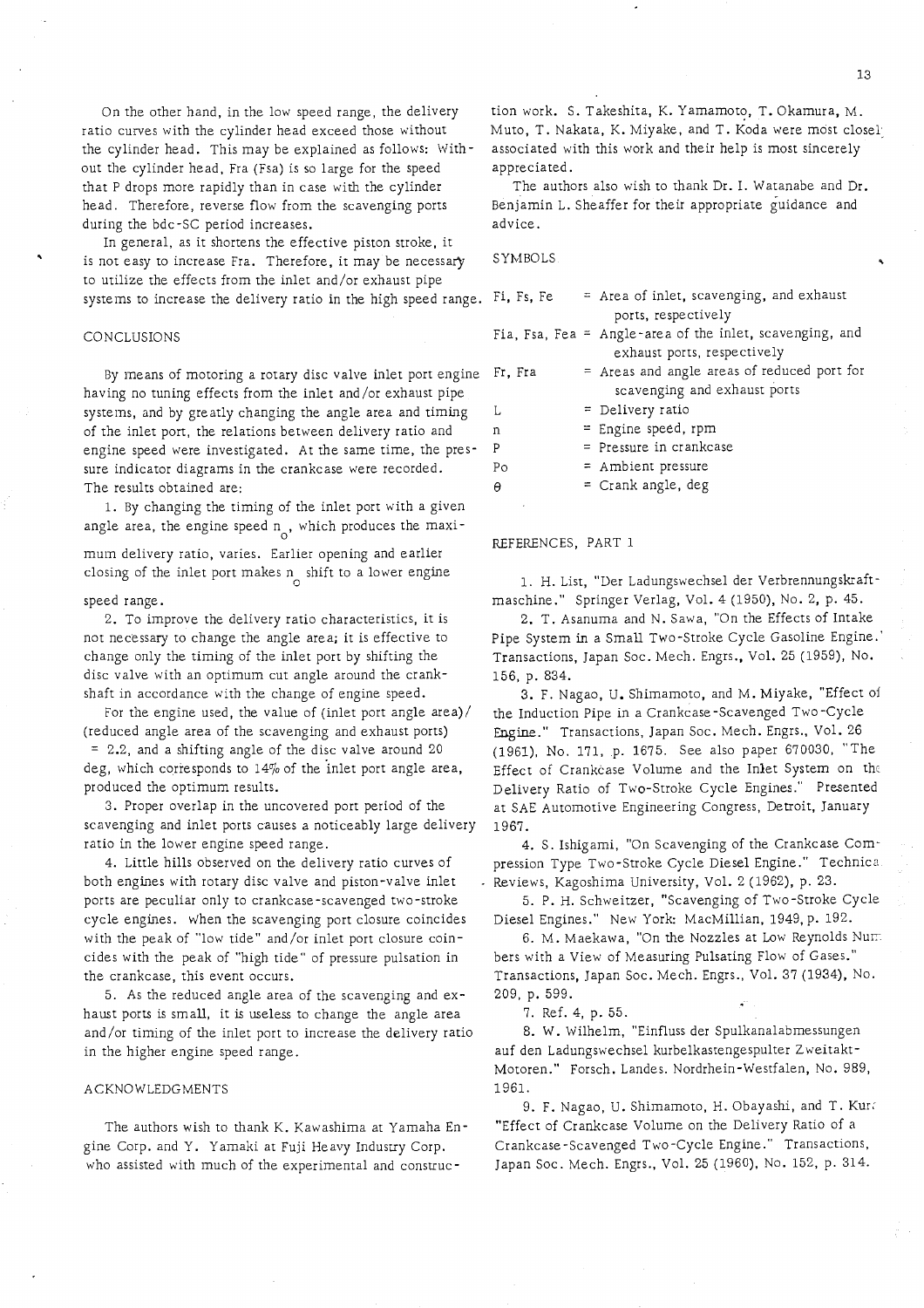On the other hand, in the low speed range, the delivery ratio curves with the cylinder head exceed those without the cylinder head. This may be explained as follows: Without the cylinder head, Fra (Fsa) is so large for the speed that P drops more rapidly than in case with the cylinder head. Therefore, reverse flow from the scavenging ports during the bdc-SC period increases.

In general, as it shortens the effective piston stroke, it is not easy to increase Fra. Therefore, it may be necessary to utilize the effects from the inlet and/or exhaust pipe systems to increase the delivery ratio in the high speed range.

## CONCLUSIONS

By means of motoring a rotary disc valve inlet port engine having no tuning effects from the inlet and/or exhaust pipe systems, and by greatly changing the angle area and timing of the inlet port, the relations between delivery ratio and engine speed were investigated. At the same time, the pressure indicator diagrams in the crankcase were recorded. The results obtained are:

1. By changing the timing of the inlet port with a given angle area, the engine speed $n_o$, which produces the maximum delivery ratio, varies. Earlier opening and earlier closing of the inlet port makes $n_o$ shift to a lower engine speed range.

2. To improve the delivery ratio characteristics, it is not necessary to change the angle area; it is effective to change only the timing of the inlet port by shifting the disc valve with an optimum cut angle around the crankshaft in accordance with the change of engine speed.

For the engine used, the value of (inlet port angle area)/(reduced angle area of the scavenging and exhaust ports) = 2.2, and a shifting angle of the disc valve around 20 deg, which corresponds to 14% of the inlet port angle area, produced the optimum results.

3. Proper overlap in the uncovered port period of the scavenging and inlet ports causes a noticeably large delivery ratio in the lower engine speed range.

4. Little hills observed on the delivery ratio curves of both engines with rotary disc valve and piston-valve inlet ports are peculiar only to crankcase-scavenged two-stroke cycle engines. When the scavenging port closure coincides with the peak of "low tide" and/or inlet port closure coincides with the peak of "high tide" of pressure pulsation in the crankcase, this event occurs.

5. As the reduced angle area of the scavenging and exhaust ports is small, it is useless to change the angle area and/or timing of the inlet port to increase the delivery ratio in the higher engine speed range.

## ACKNOWLEDGMENTS

The authors wish to thank K. Kawashima at Yamaha Engine Corp. and Y. Yamaki at Fuji Heavy Industry Corp. who assisted with much of the experimental and construction work. S. Takeshita, K. Yamamoto, T. Okamura, M. Muto, T. Nakata, K. Miyake, and T. Koda were most closely associated with this work and their help is most sincerely appreciated.

The authors also wish to thank Dr. I. Watanabe and Dr. Benjamin L. Sheaffer for their appropriate guidance and advice.

## SYMBOLS

| | | |
|---|---|---|
| Fi, Fs, Fe | = | Area of inlet, scavenging, and exhaust ports, respectively |
| Fia, Fsa, Fea | = | Angle-area of the inlet, scavenging, and exhaust ports, respectively |
| Fr, Fra | = | Areas and angle areas of reduced port for scavenging and exhaust ports |
| L | = | Delivery ratio |
| n | = | Engine speed, rpm |
| P | = | Pressure in crankcase |
| Po | = | Ambient pressure |
| $\theta$ | = | Crank angle, deg |

## REFERENCES, PART 1

1. H. List, "Der Ladungswechsel der Verbrennungskraftmaschine." Springer Verlag, Vol. 4 (1950), No. 2, p. 45.

2. T. Asanuma and N. Sawa, "On the Effects of Intake Pipe System in a Small Two-Stroke Cycle Gasoline Engine." Transactions, Japan Soc. Mech. Engrs., Vol. 25 (1959), No. 156, p. 834.

3. F. Nagao, U. Shimamoto, and M. Miyake, "Effect of the Induction Pipe in a Crankcase-Scavenged Two-Cycle Engine." Transactions, Japan Soc. Mech. Engrs., Vol. 26 (1961), No. 171, p. 1675. See also paper 670030, "The Effect of Crankcase Volume and the Inlet System on the Delivery Ratio of Two-Stroke Cycle Engines." Presented at SAE Automotive Engineering Congress, Detroit, January 1967.

4. S. Ishigami, "On Scavenging of the Crankcase Compression Type Two-Stroke Cycle Diesel Engine." Technical Reviews, Kagoshima University, Vol. 2 (1962), p. 23.

5. P. H. Schweitzer, "Scavenging of Two-Stroke Cycle Diesel Engines." New York: MacMillian, 1949, p. 192.

6. M. Maekawa, "On the Nozzles at Low Reynolds Numbers with a View of Measuring Pulsating Flow of Gases." Transactions, Japan Soc. Mech. Engrs., Vol. 37 (1934), No. 209, p. 599.

7. Ref. 4, p. 55.

8. W. Wilhelm, "Einfluss der Spulkanalabmessungen auf den Ladungswechsel kurbelkastengespulter Zweitakt-Motoren." Forsch. Landes. Nordrhein-Westfalen, No. 989, 1961.

9. F. Nagao, U. Shimamoto, H. Obayashi, and T. Kura "Effect of Crankcase Volume on the Delivery Ratio of a Crankcase-Scavenged Two-Cycle Engine." Transactions, Japan Soc. Mech. Engrs., Vol. 25 (1960), No. 152, p. 314.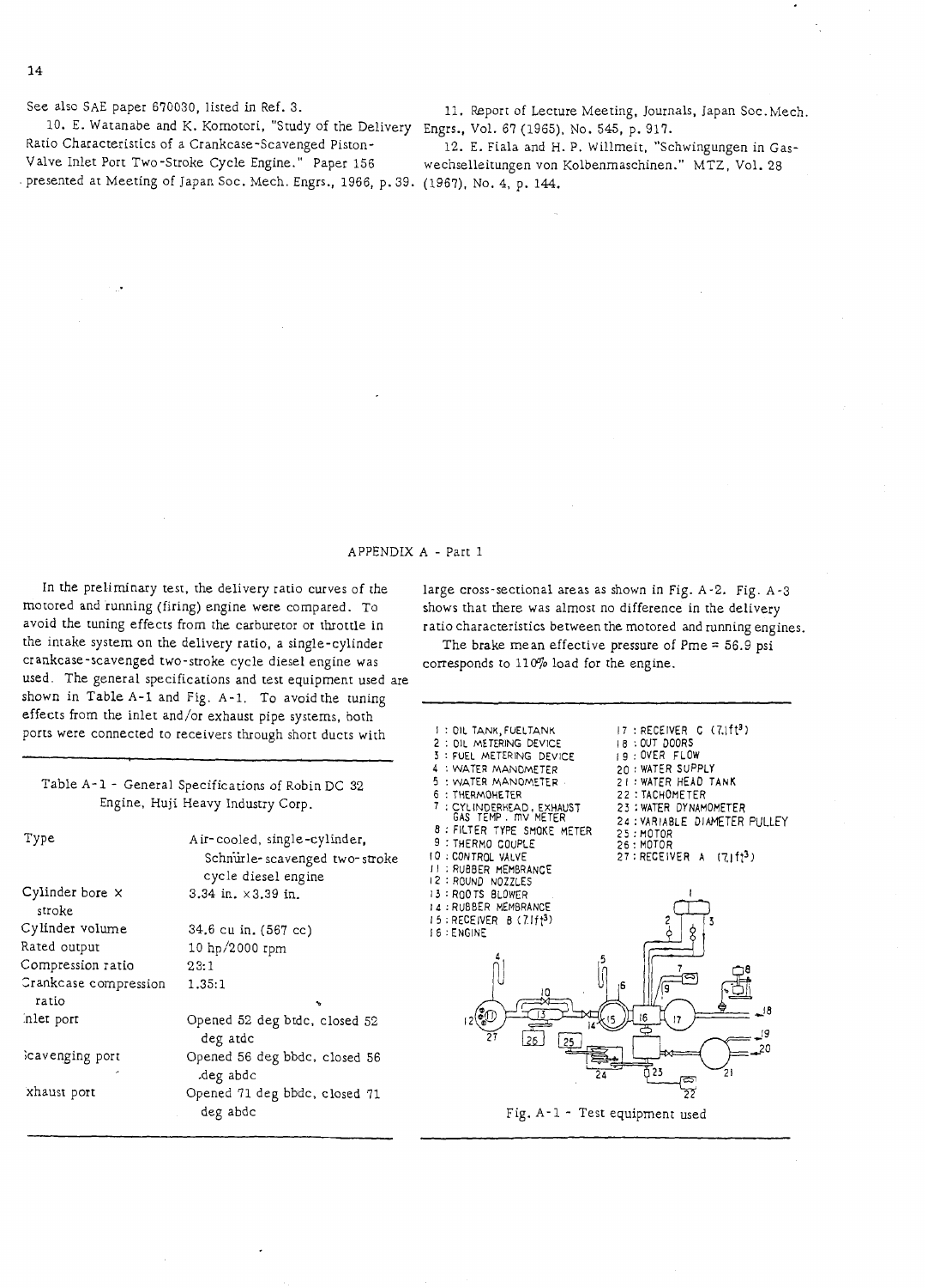See also SAE paper 670030, listed in Ref. 3.

10. E. Watanabe and K. Komotori, "Study of the Delivery Ratio Characteristics of a Crankcase-Scavenged Piston-Valve Inlet Port Two-Stroke Cycle Engine." Paper 156 presented at Meeting of Japan Soc. Mech. Engrs., 1966, p. 39.

11. Report of Lecture Meeting, Journals, Japan Soc. Mech. Engrs., Vol. 67 (1965), No. 545, p. 917.

12. E. Fiala and H. P. Willmeit, "Schwingungen in Gaswechselleitungen von Kolbenmaschinen." MTZ, Vol. 28 (1967), No. 4, p. 144.

## APPENDIX A - Part 1

In the preliminary test, the delivery ratio curves of the motored and running (firing) engine were compared. To avoid the tuning effects from the carburetor or throttle in the intake system on the delivery ratio, a single-cylinder crankcase-scavenged two-stroke cycle diesel engine was used. The general specifications and test equipment used are shown in Table A-1 and Fig. A-1. To avoid the tuning effects from the inlet and/or exhaust pipe systems, both ports were connected to receivers through short ducts with large cross-sectional areas as shown in Fig. A-2. Fig. A-3 shows that there was almost no difference in the delivery ratio characteristics between the motored and running engines.

The brake mean effective pressure of Pme = 56.9 psi corresponds to 110% load for the engine.

Table A-1 - General Specifications of Robin DC 32 Engine, Huji Heavy Industry Corp.

| | |
|---|---|
| Type | Air-cooled, single-cylinder, Schnürle-scavenged two-stroke cycle diesel engine |
| Cylinder bore × stroke | 3.34 in. × 3.39 in. |
| Cylinder volume | 34.6 cu in. (567 cc) |
| Rated output | 10 hp/2000 rpm |
| Compression ratio | 23:1 |
| Crankcase compression ratio | 1.35:1 |
| Inlet port | Opened 52 deg btdc, closed 52 deg atdc |
| Scavenging port | Opened 56 deg bbdc, closed 56 deg abdc |
| Exhaust port | Opened 71 deg bbdc, closed 71 deg abdc |

1 : OIL TANK, FUELTANK
2 : OIL METERING DEVICE
3 : FUEL METERING DEVICE
4 : WATER MANOMETER
5 : WATER MANOMETER
6 : THERMOMETER
7 : CYLINDERHEAD, EXHAUST GAS TEMP. mV METER
8 : FILTER TYPE SMOKE METER
9 : THERMO COUPLE
10 : CONTROL VALVE
11 : RUBBER MEMBRANCE
12 : ROUND NOZZLES
13 : ROOTS BLOWER
14 : RUBBER MEMBRANCE
15 : RECEIVER B (7.1ft$^3$)
16 : ENGINE
17 : RECEIVER C (7.1ft$^3$)
18 : OUT DOORS
19 : OVER FLOW
20 : WATER SUPPLY
21 : WATER HEAD TANK
22 : TACHOMETER
23 : WATER DYNAMOMETER
24 : VARIABLE DIAMETER PULLEY
25 : MOTOR
26 : MOTOR
27 : RECEIVER A (7.1ft$^3$)

Fig. A-1 - Test equipment used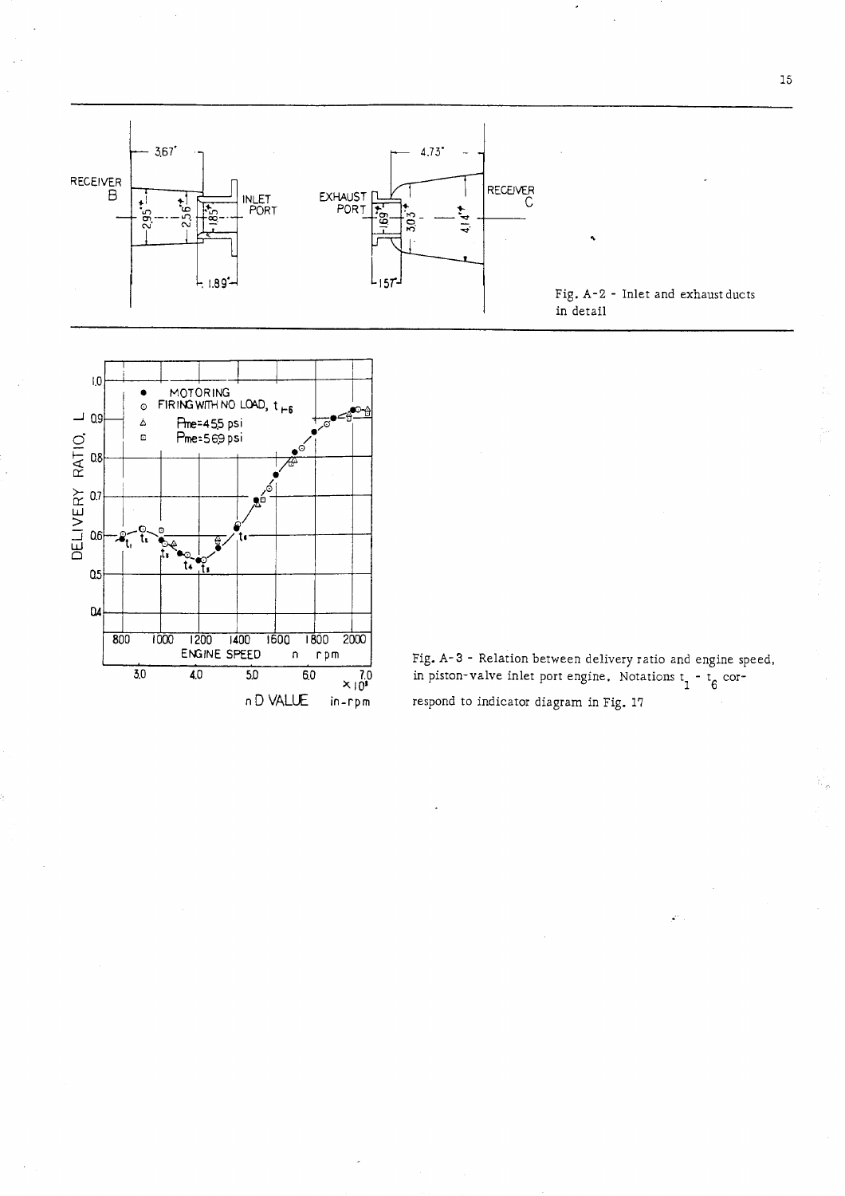Fig. A-2 - Inlet and exhaust ducts in detail

Fig. A-3 - Relation between delivery ratio and engine speed, in piston-valve inlet port engine. Notations $t_1$ - $t_6$ correspond to indicator diagram in Fig. 17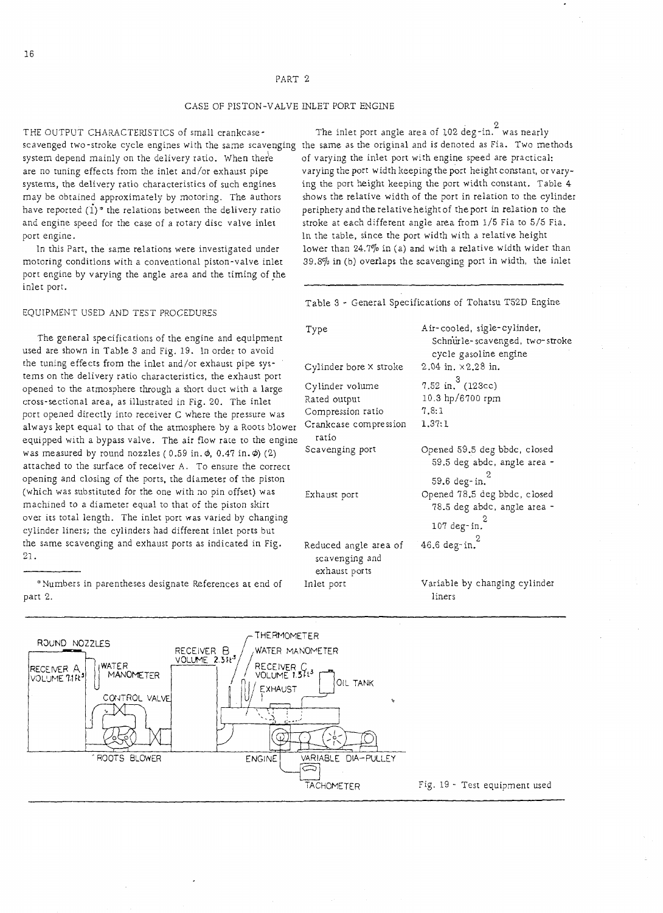## PART 2

### CASE OF PISTON-VALVE INLET PORT ENGINE

THE OUTPUT CHARACTERISTICS of small crankcase-scavenged two-stroke cycle engines with the same scavenging system depend mainly on the delivery ratio. When there are no tuning effects from the inlet and/or exhaust pipe systems, the delivery ratio characteristics of such engines may be obtained approximately by motoring. The authors have reported (1)* the relations between the delivery ratio and engine speed for the case of a rotary disc valve inlet port engine.

In this Part, the same relations were investigated under motoring conditions with a conventional piston-valve inlet port engine by varying the angle area and the timing of the inlet port.

#### EQUIPMENT USED AND TEST PROCEDURES

The general specifications of the engine and equipment used are shown in Table 3 and Fig. 19. In order to avoid the tuning effects from the inlet and/or exhaust pipe systems on the delivery ratio characteristics, the exhaust port opened to the atmosphere through a short duct with a large cross-sectional area, as illustrated in Fig. 20. The inlet port opened directly into receiver C where the pressure was always kept equal to that of the atmosphere by a Roots blower equipped with a bypass valve. The air flow rate to the engine was measured by round nozzles (0.59 in. φ, 0.47 in. φ) (2) attached to the surface of receiver A. To ensure the correct opening and closing of the ports, the diameter of the piston (which was substituted for the one with no pin offset) was machined to a diameter equal to that of the piston skirt over its total length. The inlet port was varied by changing cylinder liners; the cylinders had different inlet ports but the same scavenging and exhaust ports as indicated in Fig. 21.

*Numbers in parentheses designate References at end of part 2.

The inlet port angle area of 102 deg-in.$^2$ was nearly the same as the original and is denoted as Fia. Two methods of varying the inlet port with engine speed are practical: varying the port width keeping the port height constant, or varying the port height keeping the port width constant. Table 4 shows the relative width of the port in relation to the cylinder periphery and the relative height of the port in relation to the stroke at each different angle area from 1/5 Fia to 5/5 Fia. In the table, since the port width with a relative height lower than 24.7% in (a) and with a relative width wider than 39.8% in (b) overlaps the scavenging port in width, the inlet

Table 3 - General Specifications of Tohatsu T52D Engine

| | |
|---|---|
| Type | Air-cooled, sigle-cylinder, Schnürle-scavenged, two-stroke cycle gasoline engine |
| Cylinder bore × stroke | 2.04 in. ×2.28 in. |
| Cylinder volume | 7.52 in.$^3$ (123cc) |
| Rated output | 10.3 hp/6700 rpm |
| Compression ratio | 7.8:1 |
| Crankcase compression ratio | 1.37:1 |
| Scavenging port | Opened 59.5 deg bbdc, closed 59.5 deg abdc, angle area - 59.6 deg-in.$^2$ |
| Exhaust port | Opened 78.5 deg bbdc, closed 78.5 deg abdc, angle area - 107 deg-in.$^2$ |
| Reduced angle area of scavenging and exhaust ports | 46.6 deg-in.$^2$ |
| Inlet port | Variable by changing cylinder liners |

Fig. 19 - Test equipment used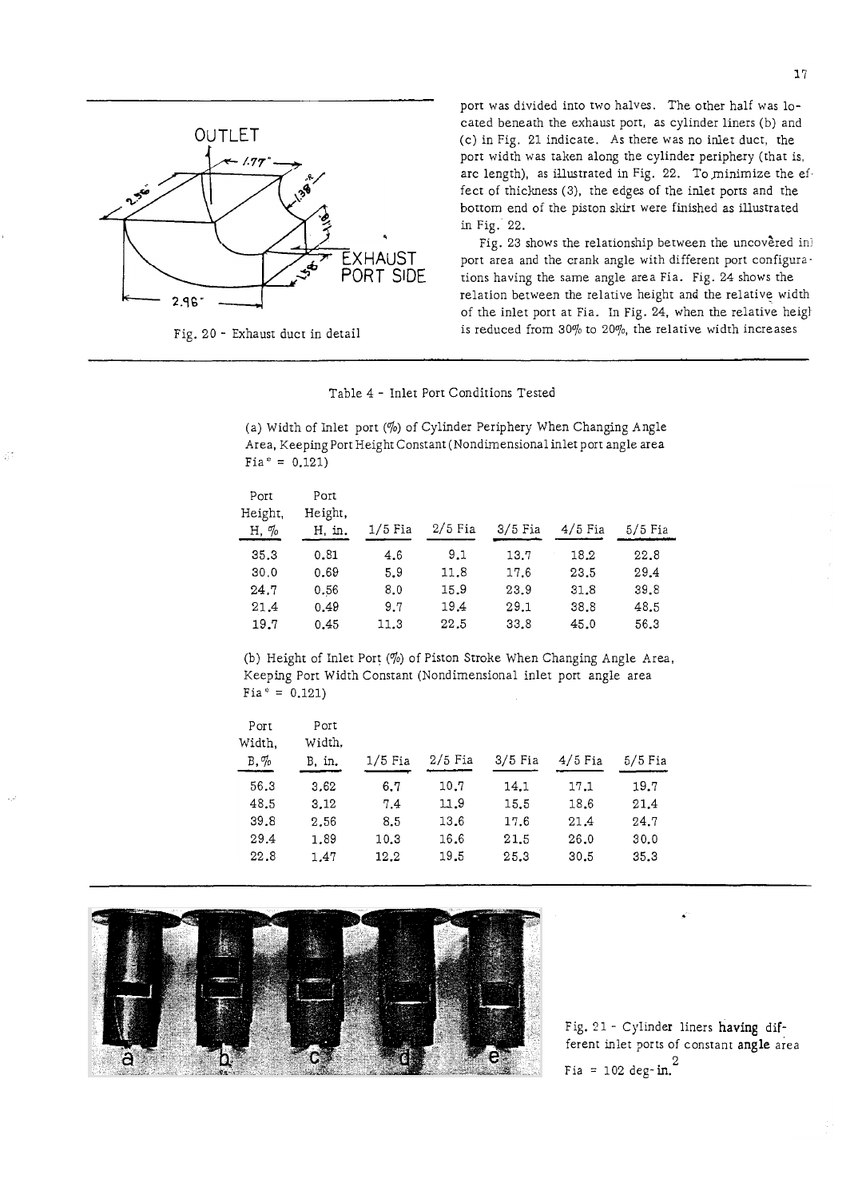Fig. 20 - Exhaust duct in detail

port was divided into two halves. The other half was located beneath the exhaust port, as cylinder liners (b) and (c) in Fig. 21 indicate. As there was no inlet duct, the port width was taken along the cylinder periphery (that is, arc length), as illustrated in Fig. 22. To minimize the effect of thickness (3), the edges of the inlet ports and the bottom end of the piston skirt were finished as illustrated in Fig. 22.

Fig. 23 shows the relationship between the uncovered inlet port area and the crank angle with different port configurations having the same angle area Fia. Fig. 24 shows the relation between the relative height and the relative width of the inlet port at Fia. In Fig. 24, when the relative height is reduced from 30% to 20%, the relative width increases

Table 4 - Inlet Port Conditions Tested

(a) Width of Inlet port (%) of Cylinder Periphery When Changing Angle Area, Keeping Port Height Constant (Nondimensional inlet port angle area Fia* = 0.121)

| Port Height, H, % | Port Height, H, in. | 1/5 Fia | 2/5 Fia | 3/5 Fia | 4/5 Fia | 5/5 Fia |
|---|---|---|---|---|---|---|
| 35.3 | 0.81 | 4.6 | 9.1 | 13.7 | 18.2 | 22.8 |
| 30.0 | 0.69 | 5.9 | 11.8 | 17.6 | 23.5 | 29.4 |
| 24.7 | 0.56 | 8.0 | 15.9 | 23.9 | 31.8 | 39.8 |
| 21.4 | 0.49 | 9.7 | 19.4 | 29.1 | 38.8 | 48.5 |
| 19.7 | 0.45 | 11.3 | 22.5 | 33.8 | 45.0 | 56.3 |

(b) Height of Inlet Port (%) of Piston Stroke When Changing Angle Area, Keeping Port Width Constant (Nondimensional inlet port angle area Fia* = 0.121)

| Port Width, B, % | Port Width, B, in. | 1/5 Fia | 2/5 Fia | 3/5 Fia | 4/5 Fia | 5/5 Fia |
|---|---|---|---|---|---|---|
| 56.3 | 3.62 | 6.7 | 10.7 | 14.1 | 17.1 | 19.7 |
| 48.5 | 3.12 | 7.4 | 11.9 | 15.5 | 18.6 | 21.4 |
| 39.8 | 2.56 | 8.5 | 13.6 | 17.6 | 21.4 | 24.7 |
| 29.4 | 1.89 | 10.3 | 16.6 | 21.5 | 26.0 | 30.0 |
| 22.8 | 1.47 | 12.2 | 19.5 | 25.3 | 30.5 | 35.3 |

Fig. 21 - Cylinder liners having different inlet ports of constant angle area Fia = 102 deg-in.$^2$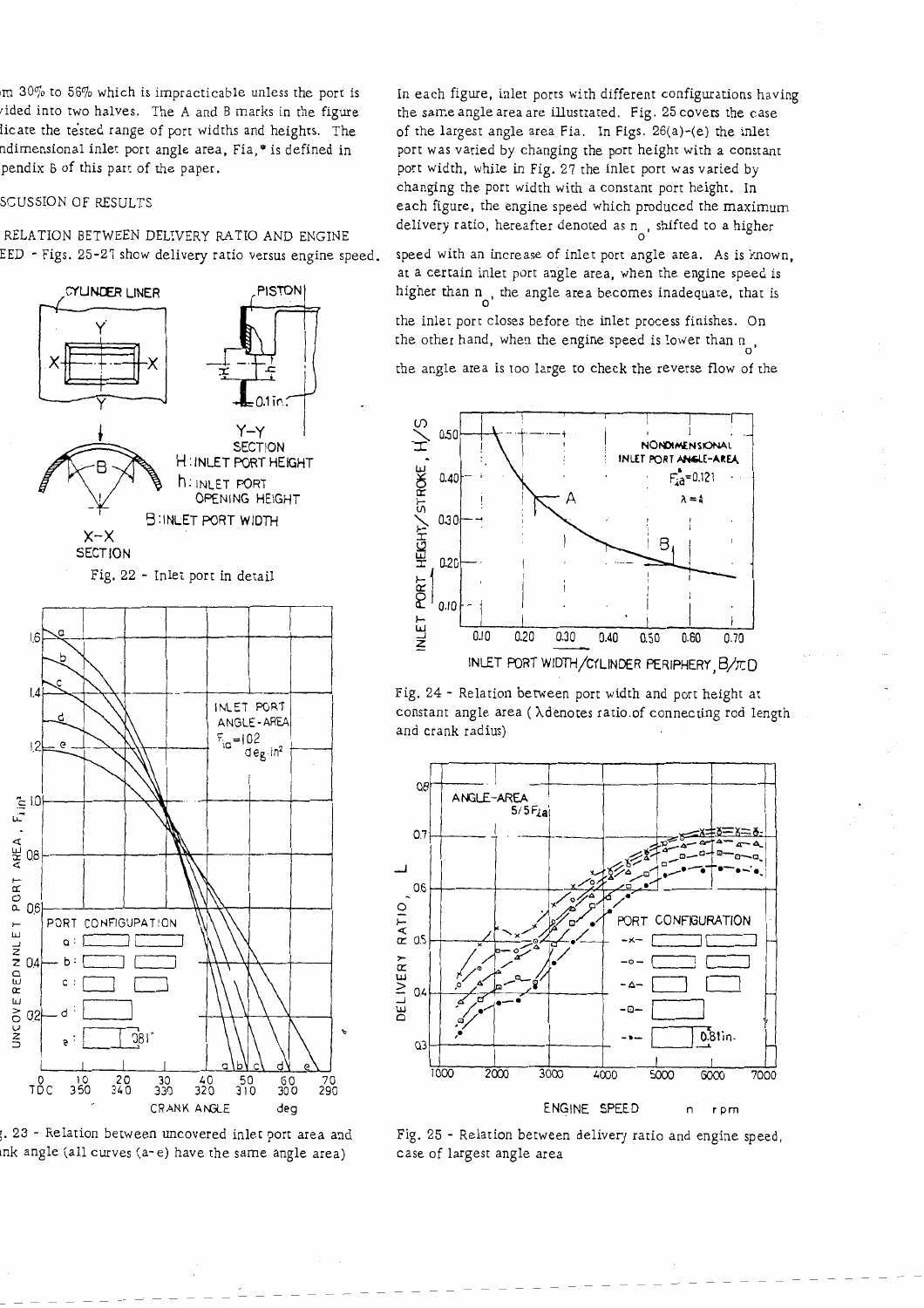m 30% to 56% which is impracticable unless the port is vided into two halves. The A and B marks in the figure licate the tested range of port widths and heights. The ndimensional inlet port angle area, Fia,* is defined in pendix 6 of this part of the paper.

SCUSSION OF RESULTS

RELATION BETWEEN DELIVERY RATIO AND ENGINE EED - Figs. 25-27 show delivery ratio versus engine speed.

Fig. 22 - Inlet port in detail

. 23 - Relation between uncovered inlet port area and nk angle (all curves (a-e) have the same angle area)

In each figure, inlet ports with different configurations having the same angle area are illustrated. Fig. 25 covers the case of the largest angle area Fia. In Figs. 26(a)-(e) the inlet port was varied by changing the port height with a constant port width, while in Fig. 27 the inlet port was varied by changing the port width with a constant port height. In each figure, the engine speed which produced the maximum delivery ratio, hereafter denoted as $n_o$, shifted to a higher speed with an increase of inlet port angle area. As is known, at a certain inlet port angle area, when the engine speed is higher than $n_o$, the angle area becomes inadequate, that is the inlet port closes before the inlet process finishes. On the other hand, when the engine speed is lower than $n_o$, the angle area is too large to check the reverse flow of the

Fig. 24 - Relation between port width and port height at constant angle area ($\lambda$ denotes ratio of connecting rod length and crank radius)

Fig. 25 - Relation between delivery ratio and engine speed, case of largest angle area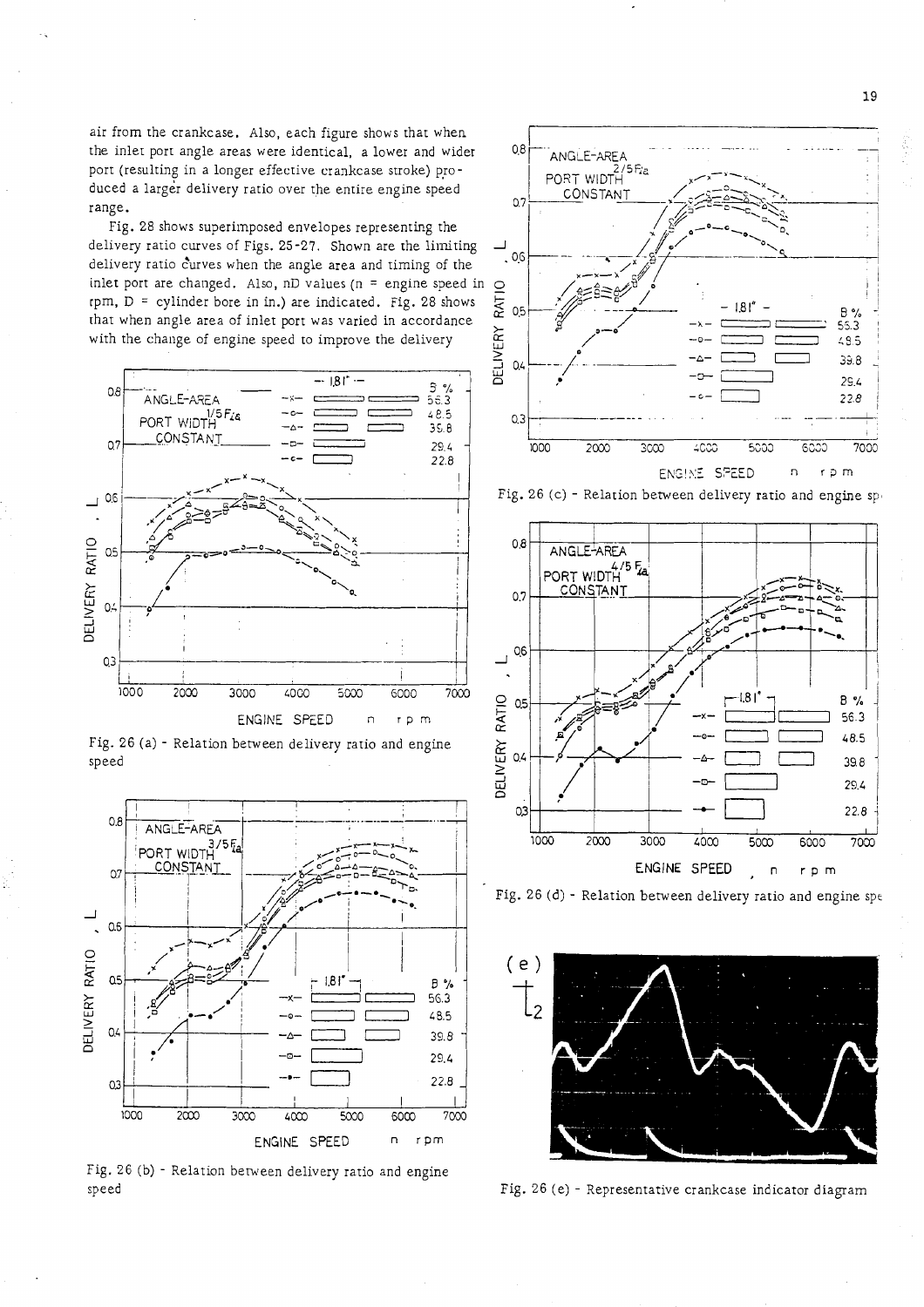air from the crankcase. Also, each figure shows that when the inlet port angle areas were identical, a lower and wider port (resulting in a longer effective crankcase stroke) produced a larger delivery ratio over the entire engine speed range.

Fig. 28 shows superimposed envelopes representing the delivery ratio curves of Figs. 25-27. Shown are the limiting delivery ratio curves when the angle area and timing of the inlet port are changed. Also, nD values (n = engine speed in rpm, D = cylinder bore in in.) are indicated. Fig. 28 shows that when angle area of inlet port was varied in accordance with the change of engine speed to improve the delivery

Fig. 26 (a) - Relation between delivery ratio and engine speed

Fig. 26 (b) - Relation between delivery ratio and engine speed

Fig. 26 (c) - Relation between delivery ratio and engine speed

Fig. 26 (d) - Relation between delivery ratio and engine speed

Fig. 26 (e) - Representative crankcase indicator diagram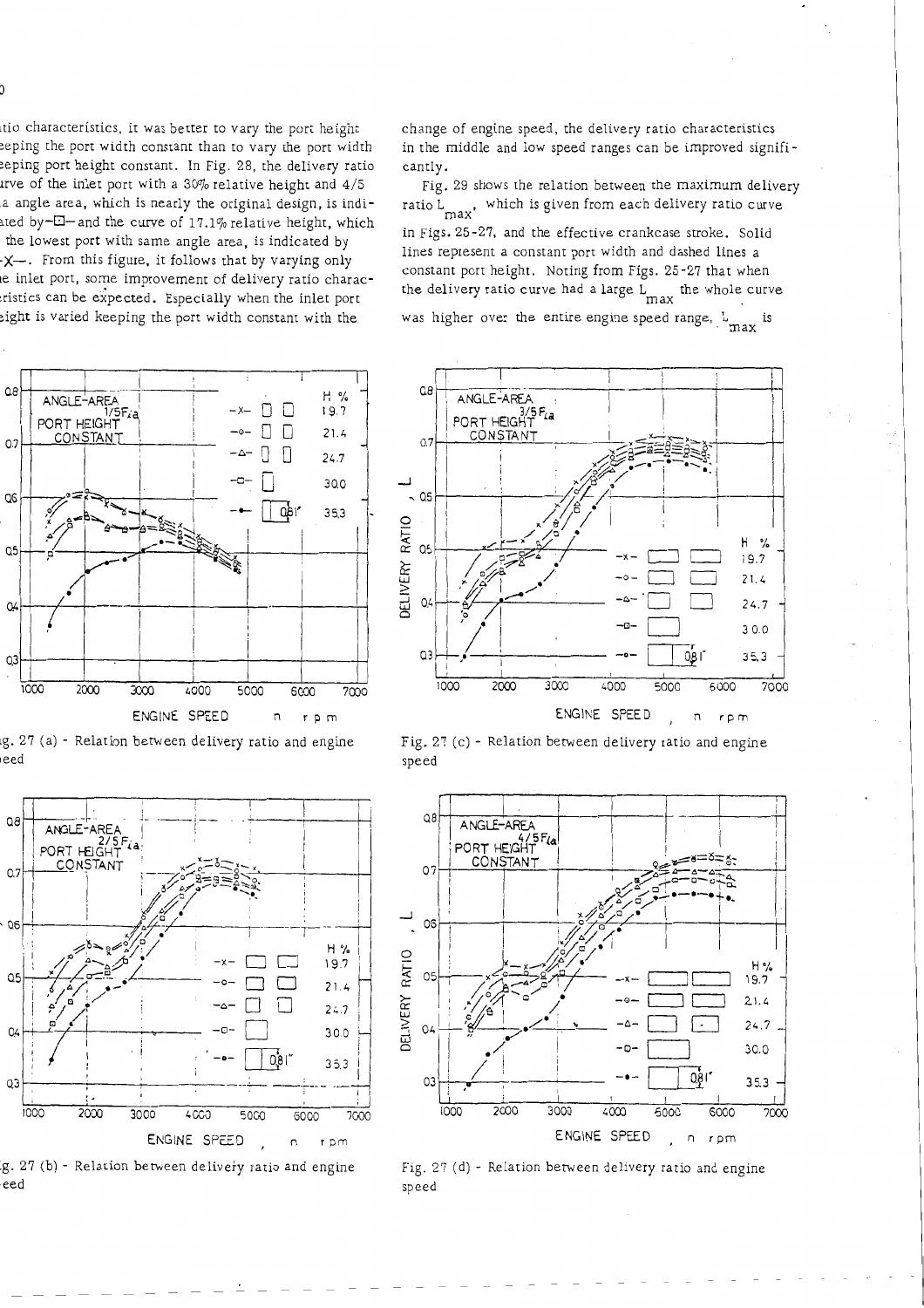atio characteristics, it was better to vary the port height eeping the port width constant than to vary the port width eeping port height constant. In Fig. 28, the delivery ratio urve of the inlet port with a 30% relative height and 4/5 a angle area, which is nearly the original design, is indiated by—□—and the curve of 17.1% relative height, which the lowest port with same angle area, is indicated by -X—. From this figure, it follows that by varying only e inlet port, some improvement of delivery ratio characeristics can be expected. Especially when the inlet port eight is varied keeping the port width constant with the change of engine speed, the delivery ratio characteristics in the middle and low speed ranges can be improved significantly.

Fig. 29 shows the relation between the maximum delivery ratio $L_{max}$, which is given from each delivery ratio curve in Figs. 25-27, and the effective crankcase stroke. Solid lines represent a constant port width and dashed lines a constant port height. Noting from Figs. 25-27 that when the delivery ratio curve had a large $L_{max}$ the whole curve was higher over the entire engine speed range, $L_{max}$ is

g. 27 (a) - Relation between delivery ratio and engine eed

g. 27 (b) - Relation between delivery ratio and engine eed

Fig. 27 (c) - Relation between delivery ratio and engine speed

Fig. 27 (d) - Relation between delivery ratio and engine speed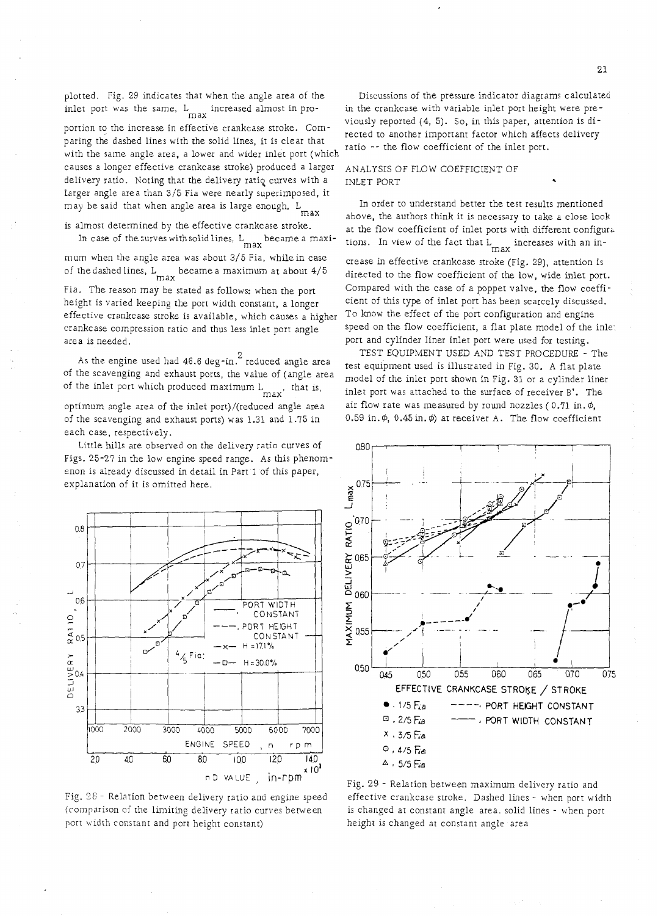plotted. Fig. 29 indicates that when the angle area of the inlet port was the same, $L_{max}$ increased almost in proportion to the increase in effective crankcase stroke. Comparing the dashed lines with the solid lines, it is clear that with the same angle area, a lower and wider inlet port (which causes a longer effective crankcase stroke) produced a larger delivery ratio. Noting that the delivery ratio curves with a larger angle area than 3/5 Fia were nearly superimposed, it may be said that when angle area is large enough, $L_{max}$ is almost determined by the effective crankcase stroke.

In case of the curves with solid lines, $L_{max}$ became a maximum when the angle area was about 3/5 Fia, while in case of the dashed lines, $L_{max}$ became a maximum at about 4/5 Fia. The reason may be stated as follows: when the port height is varied keeping the port width constant, a longer effective crankcase stroke is available, which causes a higher crankcase compression ratio and thus less inlet port angle area is needed.

As the engine used had 46.6 deg-in.$^2$ reduced angle area of the scavenging and exhaust ports, the value of (angle area of the inlet port which produced maximum $L_{max}$, that is, optimum angle area of the inlet port)/(reduced angle area of the scavenging and exhaust ports) was 1.31 and 1.75 in each case, respectively.

Little hills are observed on the delivery ratio curves of Figs. 25-27 in the low engine speed range. As this phenomenon is already discussed in detail in Part 1 of this paper, explanation of it is omitted here.

Fig. 28 - Relation between delivery ratio and engine speed (comparison of the limiting delivery ratio curves between port width constant and port height constant)

Discussions of the pressure indicator diagrams calculated in the crankcase with variable inlet port height were previously reported (4, 5). So, in this paper, attention is directed to another important factor which affects delivery ratio -- the flow coefficient of the inlet port.

## ANALYSIS OF FLOW COEFFICIENT OF INLET PORT

In order to understand better the test results mentioned above, the authors think it is necessary to take a close look at the flow coefficient of inlet ports with different configurations. In view of the fact that $L_{max}$ increases with an increase in effective crankcase stroke (Fig. 29), attention is directed to the flow coefficient of the low, wide inlet port. Compared with the case of a poppet valve, the flow coefficient of this type of inlet port has been scarcely discussed. To know the effect of the port configuration and engine speed on the flow coefficient, a flat plate model of the inlet port and cylinder liner inlet port were used for testing.

TEST EQUIPMENT USED AND TEST PROCEDURE - The test equipment used is illustrated in Fig. 30. A flat plate model of the inlet port shown in Fig. 31 or a cylinder liner inlet port was attached to the surface of receiver B'. The air flow rate was measured by round nozzles (0.71 in. $\phi$, 0.59 in. $\phi$, 0.45 in. $\phi$) at receiver A. The flow coefficient

Fig. 29 - Relation between maximum delivery ratio and effective crankcase stroke. Dashed lines - when port width is changed at constant angle area. solid lines - when port height is changed at constant angle area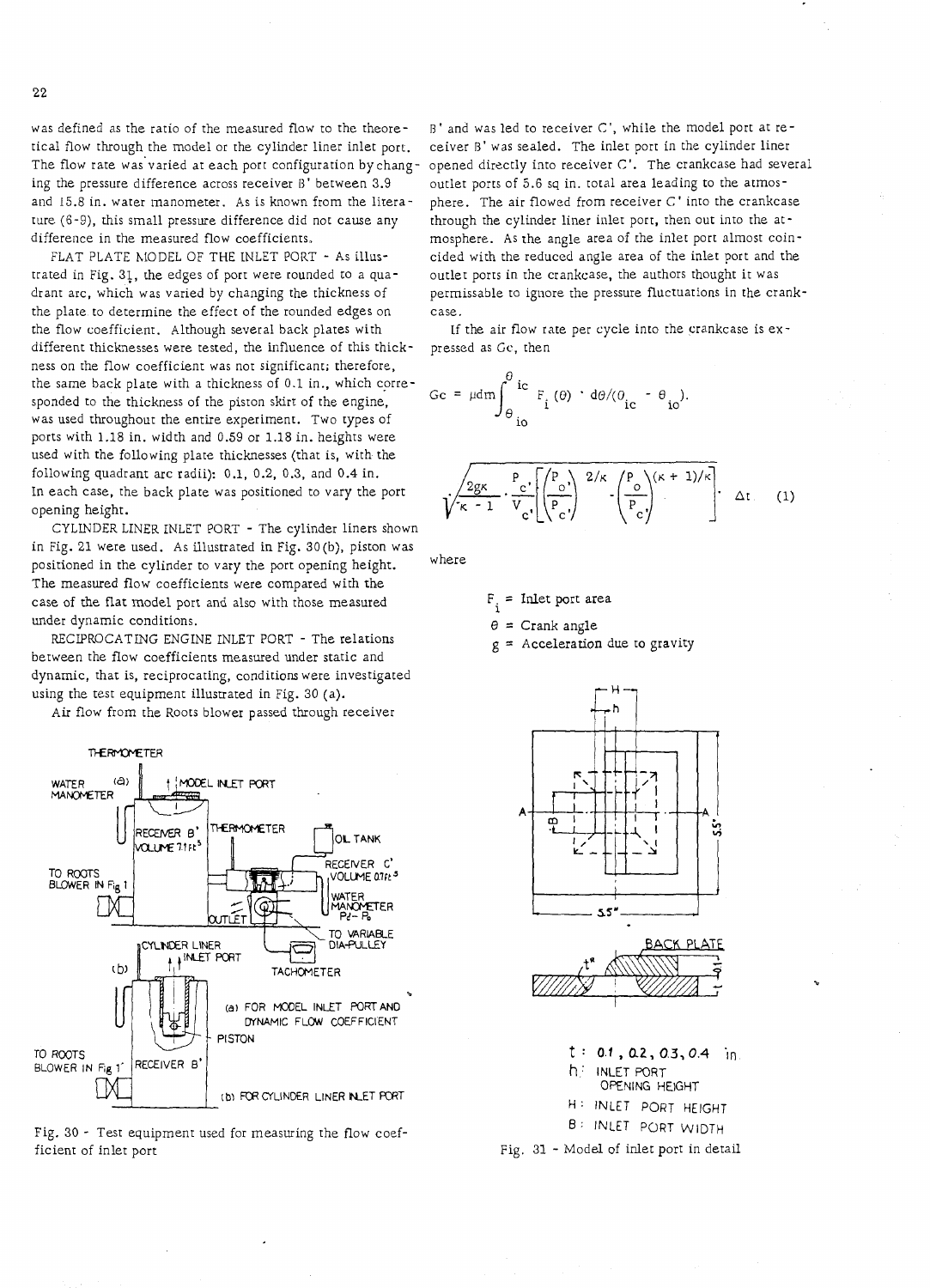was defined as the ratio of the measured flow to the theoretical flow through the model or the cylinder liner inlet port. The flow rate was varied at each port configuration by changing the pressure difference across receiver B' between 3.9 and 15.8 in. water manometer. As is known from the literature (6-9), this small pressure difference did not cause any difference in the measured flow coefficients.

FLAT PLATE MODEL OF THE INLET PORT - As illustrated in Fig. 31, the edges of port were rounded to a quadrant arc, which was varied by changing the thickness of the plate to determine the effect of the rounded edges on the flow coefficient. Although several back plates with different thicknesses were tested, the influence of this thickness on the flow coefficient was not significant; therefore, the same back plate with a thickness of 0.1 in., which corresponded to the thickness of the piston skirt of the engine, was used throughout the entire experiment. Two types of ports with 1.18 in. width and 0.59 or 1.18 in. heights were used with the following plate thicknesses (that is, with the following quadrant arc radii): 0.1, 0.2, 0.3, and 0.4 in. In each case, the back plate was positioned to vary the port opening height.

CYLINDER LINER INLET PORT - The cylinder liners shown in Fig. 21 were used. As illustrated in Fig. 30(b), piston was positioned in the cylinder to vary the port opening height. The measured flow coefficients were compared with the case of the flat model port and also with those measured under dynamic conditions.

RECIPROCATING ENGINE INLET PORT - The relations between the flow coefficients measured under static and dynamic, that is, reciprocating, conditions were investigated using the test equipment illustrated in Fig. 30 (a).

Air flow from the Roots blower passed through receiver B' and was led to receiver C', while the model port at receiver B' was sealed. The inlet port in the cylinder liner opened directly into receiver C'. The crankcase had several outlet ports of 5.6 sq in. total area leading to the atmosphere. The air flowed from receiver C' into the crankcase through the cylinder liner inlet port, then out into the atmosphere. As the angle area of the inlet port almost coincided with the reduced angle area of the inlet port and the outlet ports in the crankcase, the authors thought it was permissable to ignore the pressure fluctuations in the crankcase.

If the air flow rate per cycle into the crankcase is expressed as Gc, then

$$Gc = \mu dm \int_{\theta_{io}}^{\theta_{ic}} F_i(\theta) \cdot d\theta/(\theta_{ic} - \theta_{io}).$$

$$\sqrt{\frac{2g\kappa}{\kappa - 1} \cdot \frac{P_{c'}}{V_{c'}} \left[\left(\frac{P_o}{P_{c'}}\right)^{2/\kappa} - \left(\frac{P_o}{P_{c'}}\right)^{(\kappa + 1)/\kappa}\right]} \cdot \Delta t \quad (1)$$

where

$F_i$ = Inlet port area
$\theta$ = Crank angle
$g$ = Acceleration due to gravity

Fig. 30 - Test equipment used for measuring the flow coefficient of inlet port

t: 0.1, 0.2, 0.3, 0.4 in.
h: INLET PORT OPENING HEIGHT
H: INLET PORT HEIGHT
B: INLET PORT WIDTH

Fig. 31 - Model of inlet port in detail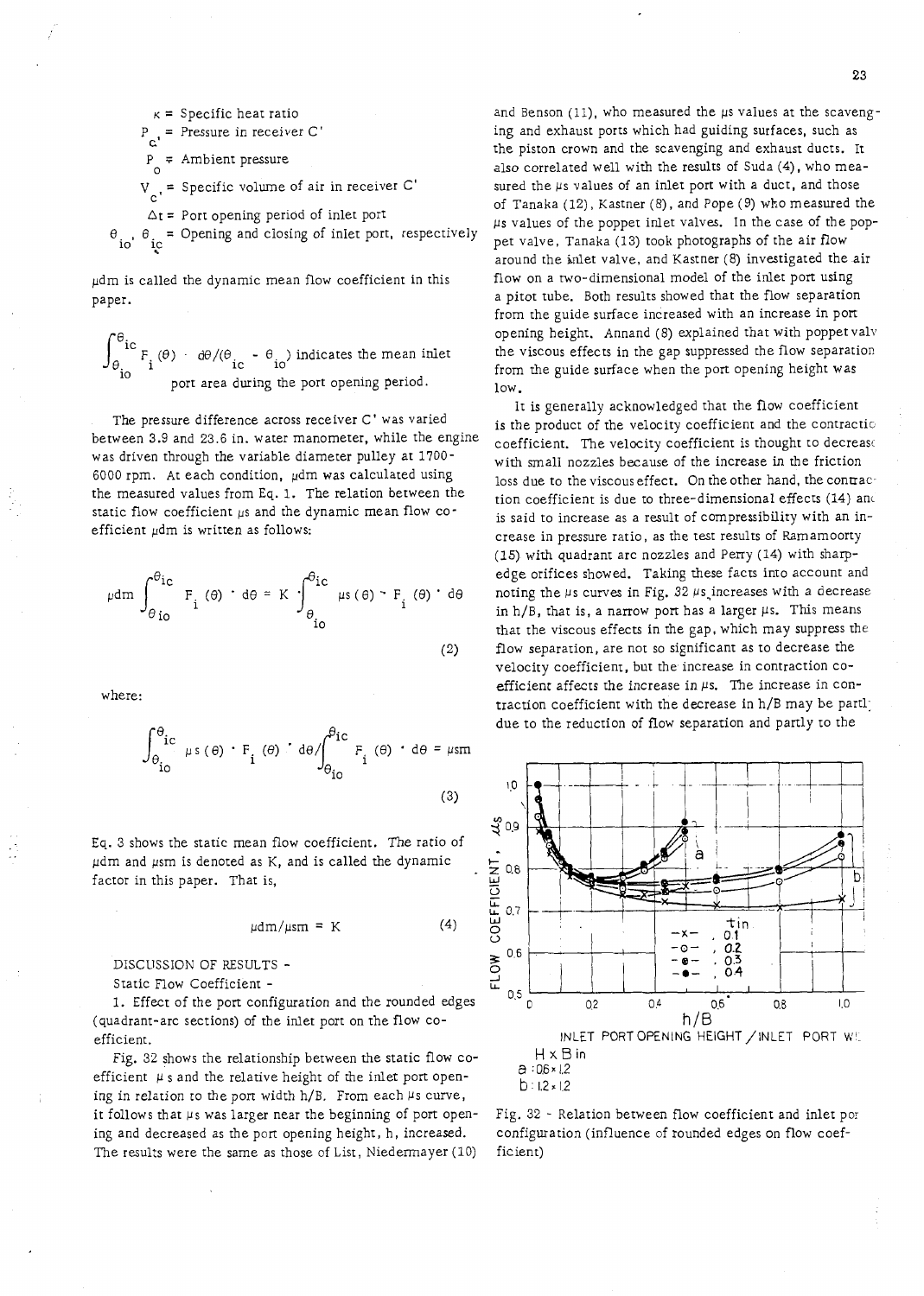$\kappa$ = Specific heat ratio

$P_{c'}$ = Pressure in receiver C'

$P_o$ = Ambient pressure

$V_{c'}$ = Specific volume of air in receiver C'

$\Delta t$ = Port opening period of inlet port

$\theta_{io}$, $\theta_{ic}$ = Opening and closing of inlet port, respectively

$\mu dm$ is called the dynamic mean flow coefficient in this paper.

$\int_{\theta_{io}}^{\theta_{ic}} F_i(\theta) \cdot d\theta / (\theta_{ic} - \theta_{io})$ indicates the mean inlet port area during the port opening period.

The pressure difference across receiver C' was varied between 3.9 and 23.6 in. water manometer, while the engine was driven through the variable diameter pulley at 1700-6000 rpm. At each condition, $\mu dm$ was calculated using the measured values from Eq. 1. The relation between the static flow coefficient $\mu s$ and the dynamic mean flow coefficient $\mu dm$ is written as follows:

$$\mu dm \int_{\theta_{io}}^{\theta_{ic}} F_i(\theta) \cdot d\theta = K \cdot \int_{\theta_{io}}^{\theta_{ic}} \mu s(\theta) \cdot F_i(\theta) \cdot d\theta \tag{2}$$

where:

$$\int_{\theta_{io}}^{\theta_{ic}} \mu s(\theta) \cdot F_i(\theta) \cdot d\theta / \int_{\theta_{io}}^{\theta_{ic}} F_i(\theta) \cdot d\theta = \mu sm \tag{3}$$

Eq. 3 shows the static mean flow coefficient. The ratio of $\mu dm$ and $\mu sm$ is denoted as K, and is called the dynamic factor in this paper. That is,

$$\mu dm / \mu sm = K \tag{4}$$

DISCUSSION OF RESULTS -

Static Flow Coefficient -

1. Effect of the port configuration and the rounded edges (quadrant-arc sections) of the inlet port on the flow coefficient.

Fig. 32 shows the relationship between the static flow coefficient $\mu s$ and the relative height of the inlet port opening in relation to the port width h/B. From each $\mu s$ curve, it follows that $\mu s$ was larger near the beginning of port opening and decreased as the port opening height, h, increased. The results were the same as those of List, Niedermayer (10) and Benson (11), who measured the $\mu s$ values at the scavenging and exhaust ports which had guiding surfaces, such as the piston crown and the scavenging and exhaust ducts. It also correlated well with the results of Suda (4), who measured the $\mu s$ values of an inlet port with a duct, and those of Tanaka (12), Kastner (8), and Pope (9) who measured the $\mu s$ values of the poppet inlet valves. In the case of the poppet valve, Tanaka (13) took photographs of the air flow around the inlet valve, and Kastner (8) investigated the air flow on a two-dimensional model of the inlet port using a pitot tube. Both results showed that the flow separation from the guide surface increased with an increase in port opening height. Annand (8) explained that with poppet valv the viscous effects in the gap suppressed the flow separation from the guide surface when the port opening height was low.

It is generally acknowledged that the flow coefficient is the product of the velocity coefficient and the contractio coefficient. The velocity coefficient is thought to decrease with small nozzles because of the increase in the friction loss due to the viscous effect. On the other hand, the contraction coefficient is due to three-dimensional effects (14) and is said to increase as a result of compressibility with an increase in pressure ratio, as the test results of Ramamoorty (15) with quadrant arc nozzles and Perry (14) with sharp-edge orifices showed. Taking these facts into account and noting the $\mu s$ curves in Fig. 32 $\mu s$ increases with a decrease in h/B, that is, a narrow port has a larger $\mu s$. This means that the viscous effects in the gap, which may suppress the flow separation, are not so significant as to decrease the velocity coefficient, but the increase in contraction coefficient affects the increase in $\mu s$. The increase in contraction coefficient with the decrease in h/B may be partl due to the reduction of flow separation and partly to the

Fig. 32 - Relation between flow coefficient and inlet por configuration (influence of rounded edges on flow coefficient)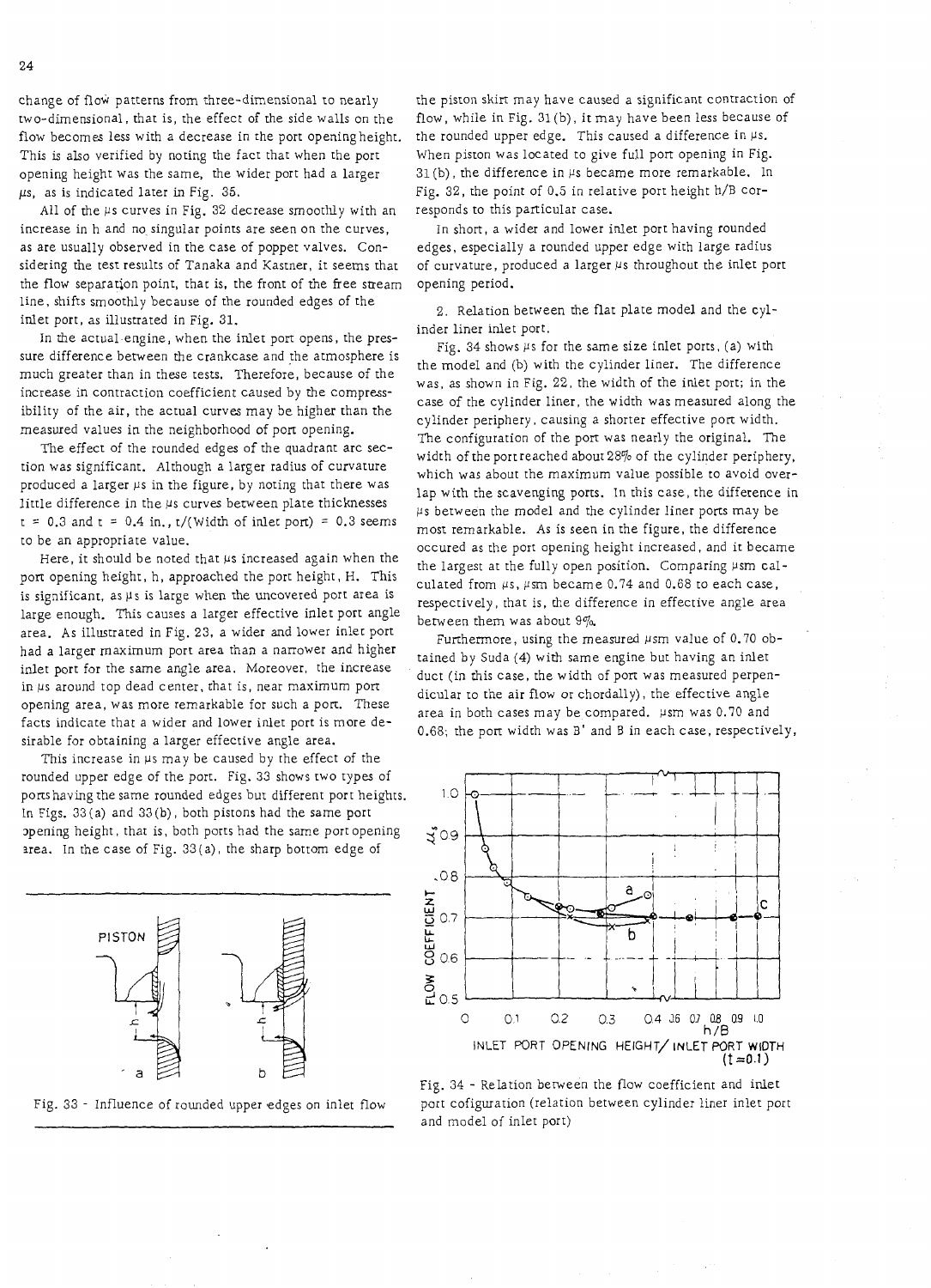change of flow patterns from three-dimensional to nearly two-dimensional, that is, the effect of the side walls on the flow becomes less with a decrease in the port opening height. This is also verified by noting the fact that when the port opening height was the same, the wider port had a larger $\mu s$, as is indicated later in Fig. 35.

All of the $\mu s$ curves in Fig. 32 decrease smoothly with an increase in h and no singular points are seen on the curves, as are usually observed in the case of poppet valves. Considering the test results of Tanaka and Kastner, it seems that the flow separation point, that is, the front of the free stream line, shifts smoothly because of the rounded edges of the inlet port, as illustrated in Fig. 31.

In the actual engine, when the inlet port opens, the pressure difference between the crankcase and the atmosphere is much greater than in these tests. Therefore, because of the increase in contraction coefficient caused by the compressibility of the air, the actual curves may be higher than the measured values in the neighborhood of port opening.

The effect of the rounded edges of the quadrant arc section was significant. Although a larger radius of curvature produced a larger $\mu s$ in the figure, by noting that there was little difference in the $\mu s$ curves between plate thicknesses t = 0.3 and t = 0.4 in., t/(Width of inlet port) = 0.3 seems to be an appropriate value.

Here, it should be noted that $\mu s$ increased again when the port opening height, h, approached the port height, H. This is significant, as $\mu s$ is large when the uncovered port area is large enough. This causes a larger effective inlet port angle area. As illustrated in Fig. 23, a wider and lower inlet port had a larger maximum port area than a narrower and higher inlet port for the same angle area. Moreover, the increase in $\mu s$ around top dead center, that is, near maximum port opening area, was more remarkable for such a port. These facts indicate that a wider and lower inlet port is more desirable for obtaining a larger effective angle area.

This increase in $\mu s$ may be caused by the effect of the rounded upper edge of the port. Fig. 33 shows two types of ports having the same rounded edges but different port heights. In Figs. 33(a) and 33(b), both pistons had the same port opening height, that is, both ports had the same port opening area. In the case of Fig. 33(a), the sharp bottom edge of the piston skirt may have caused a significant contraction of flow, while in Fig. 31(b), it may have been less because of the rounded upper edge. This caused a difference in $\mu s$. When piston was located to give full port opening in Fig. 31(b), the difference in $\mu s$ became more remarkable. In Fig. 32, the point of 0.5 in relative port height h/B corresponds to this particular case.

In short, a wider and lower inlet port having rounded edges, especially a rounded upper edge with large radius of curvature, produced a larger $\mu s$ throughout the inlet port opening period.

Fig. 33 - Influence of rounded upper edges on inlet flow

2. Relation between the flat plate model and the cylinder liner inlet port.

Fig. 34 shows $\mu s$ for the same size inlet ports, (a) with the model and (b) with the cylinder liner. The difference was, as shown in Fig. 22, the width of the inlet port; in the case of the cylinder liner, the width was measured along the cylinder periphery, causing a shorter effective port width. The configuration of the port was nearly the original. The width of the port reached about 28% of the cylinder periphery, which was about the maximum value possible to avoid overlap with the scavenging ports. In this case, the difference in $\mu s$ between the model and the cylinder liner ports may be most remarkable. As is seen in the figure, the difference occured as the port opening height increased, and it became the largest at the fully open position. Comparing $\mu sm$ calculated from $\mu s$, $\mu sm$ became 0.74 and 0.68 to each case, respectively, that is, the difference in effective angle area between them was about 9%.

Furthermore, using the measured $\mu sm$ value of 0.70 obtained by Suda (4) with same engine but having an inlet duct (in this case, the width of port was measured perpendicular to the air flow or chordally), the effective angle area in both cases may be compared. $\mu sm$ was 0.70 and 0.68; the port width was B' and B in each case, respectively,

Fig. 34 - Relation between the flow coefficient and inlet port cofiguration (relation between cylinder liner inlet port and model of inlet port)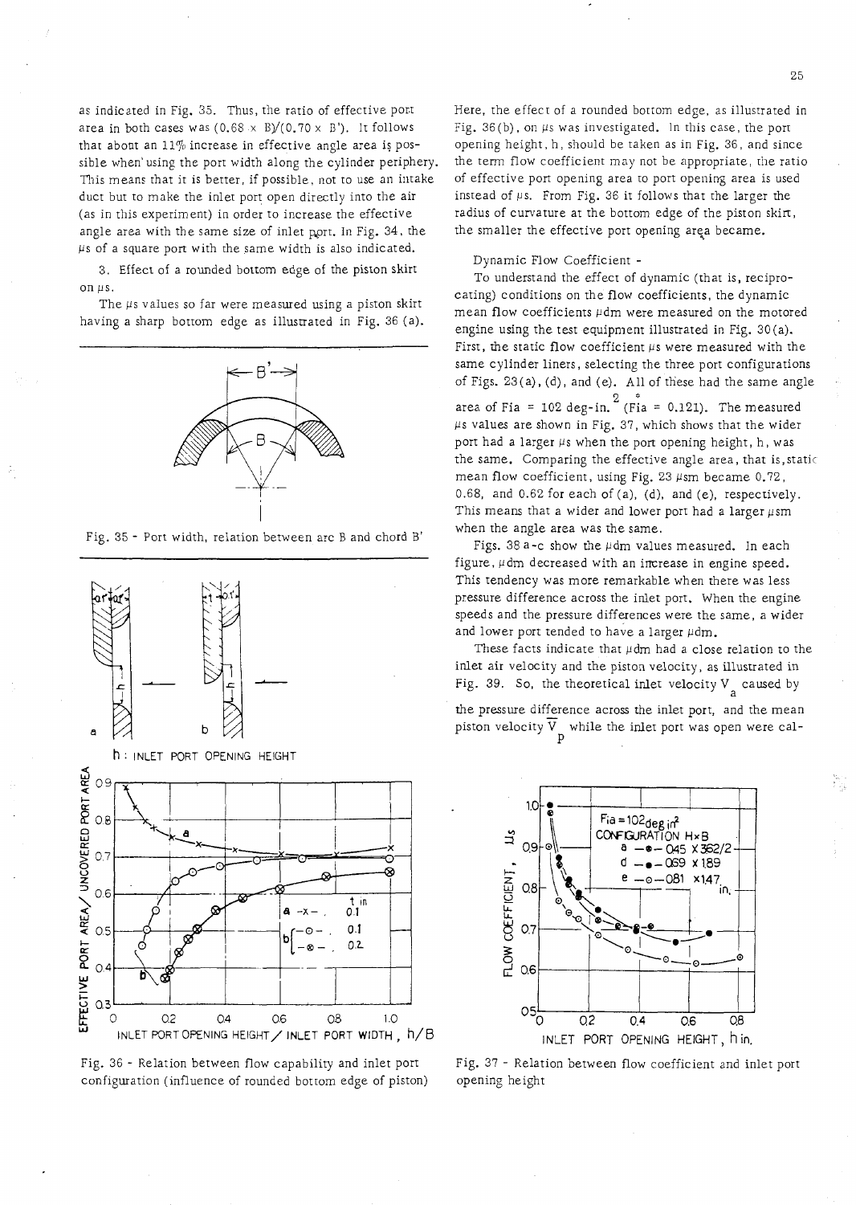as indicated in Fig. 35. Thus, the ratio of effective port area in both cases was $(0.68 \times B)/(0.70 \times B')$. It follows that about an 11% increase in effective angle area is possible when using the port width along the cylinder periphery. This means that it is better, if possible, not to use an intake duct but to make the inlet port open directly into the air (as in this experiment) in order to increase the effective angle area with the same size of inlet port. In Fig. 34, the $\mu s$ of a square port with the same width is also indicated.

3. Effect of a rounded bottom edge of the piston skirt on $\mu s$.

The $\mu s$ values so far were measured using a piston skirt having a sharp bottom edge as illustrated in Fig. 36 (a).

Fig. 35 - Port width, relation between arc B and chord B'

Fig. 36 - Relation between flow capability and inlet port configuration (influence of rounded bottom edge of piston)

Here, the effect of a rounded bottom edge, as illustrated in Fig. 36(b), on $\mu s$ was investigated. In this case, the port opening height, h, should be taken as in Fig. 36, and since the term flow coefficient may not be appropriate, the ratio of effective port opening area to port opening area is used instead of $\mu s$. From Fig. 36 it follows that the larger the radius of curvature at the bottom edge of the piston skirt, the smaller the effective port opening area became.

Dynamic Flow Coefficient -

To understand the effect of dynamic (that is, reciprocating) conditions on the flow coefficients, the dynamic mean flow coefficients $\mu dm$ were measured on the motored engine using the test equipment illustrated in Fig. 30(a). First, the static flow coefficient $\mu s$ were measured with the same cylinder liners, selecting the three port configurations of Figs. 23(a), (d), and (e). All of these had the same angle area of Fia = 102 deg-in.$^2$ (Fia* = 0.121). The measured $\mu s$ values are shown in Fig. 37, which shows that the wider port had a larger $\mu s$ when the port opening height, h, was the same. Comparing the effective angle area, that is, static mean flow coefficient, using Fig. 23 $\mu sm$ became 0.72, 0.68, and 0.62 for each of (a), (d), and (e), respectively. This means that a wider and lower port had a larger $\mu sm$ when the angle area was the same.

Figs. 38 a-c show the $\mu dm$ values measured. In each figure, $\mu dm$ decreased with an increase in engine speed. This tendency was more remarkable when there was less pressure difference across the inlet port. When the engine speeds and the pressure differences were the same, a wider and lower port tended to have a larger $\mu dm$.

These facts indicate that $\mu dm$ had a close relation to the inlet air velocity and the piston velocity, as illustrated in Fig. 39. So, the theoretical inlet velocity $V_a$ caused by the pressure difference across the inlet port, and the mean piston velocity $\overline{V}_p$ while the inlet port was open were cal-

Fig. 37 - Relation between flow coefficient and inlet port opening height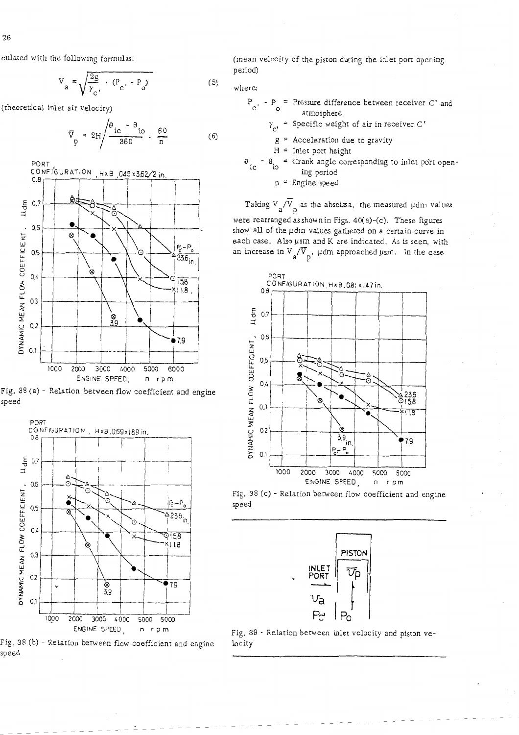culated with the following formulas:

$$V_a = \sqrt{\frac{2g}{\gamma_{c'}} \cdot (P_{c'} - P_o)} \tag{5}$$

(theoretical inlet air velocity)

$$\overline{V}_p = 2H \Bigg/ \frac{\theta_{ic} - \theta_{io}}{360} \cdot \frac{60}{n} \tag{6}$$

(mean velocity of the piston during the inlet port opening period)

where:

- $P_{c'} - P_o$ = Pressure difference between receiver C' and atmosphere
- $\gamma_{c'}$ = Specific weight of air in receiver C'
- $g$ = Acceleration due to gravity
- $H$ = Inlet port height
- $\theta_{ic} - \theta_{io}$ = Crank angle corresponding to inlet port opening period
- $n$ = Engine speed

Taking $V_a/\overline{V}_p$ as the abscissa, the measured $\mu$dm values were rearranged as shown in Figs. 40(a)-(c). These figures show all of the $\mu$dm values gathered on a certain curve in each case. Also $\mu$sm and K are indicated. As is seen, with an increase in $V_a/\overline{V}_p$, $\mu$dm approached $\mu$sm. In the case

Fig. 38 (a) - Relation between flow coefficient and engine speed

Fig. 38 (b) - Relation between flow coefficient and engine speed

Fig. 38 (c) - Relation between flow coefficient and engine speed

Fig. 39 - Relation between inlet velocity and piston velocity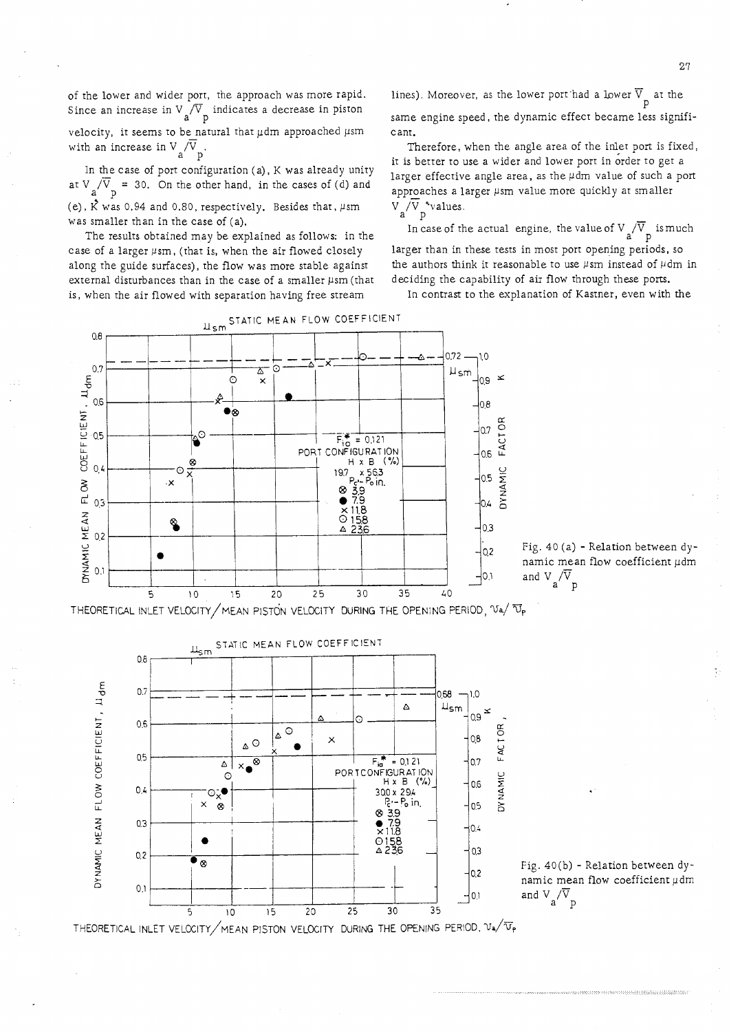of the lower and wider port, the approach was more rapid. Since an increase in $V_a/\overline{V}_p$ indicates a decrease in piston velocity, it seems to be natural that $\mu dm$ approached $\mu sm$ with an increase in $V_a/\overline{V}_p$.

In the case of port configuration (a), K was already unity at $V_a/\overline{V}_p = 30$. On the other hand, in the cases of (d) and (e), $\hat{K}$ was 0.94 and 0.80, respectively. Besides that, $\mu sm$ was smaller than in the case of (a).

The results obtained may be explained as follows: in the case of a larger $\mu sm$, (that is, when the air flowed closely along the guide surfaces), the flow was more stable against external disturbances than in the case of a smaller $\mu sm$ (that is, when the air flowed with separation having free stream lines). Moreover, as the lower port had a lower $\overline{V}_p$ at the same engine speed, the dynamic effect became less significant.

Therefore, when the angle area of the inlet port is fixed, it is better to use a wider and lower port in order to get a larger effective angle area, as the $\mu dm$ value of such a port approaches a larger $\mu sm$ value more quickly at smaller $V_a/\overline{V}_p$ values.

In case of the actual engine, the value of $V_a/\overline{V}_p$ is much larger than in these tests in most port opening periods, so the authors think it reasonable to use $\mu sm$ instead of $\mu dm$ in deciding the capability of air flow through these ports.

In contrast to the explanation of Kastner, even with the

Fig. 40 (a) - Relation between dynamic mean flow coefficient $\mu dm$ and $V_a/\overline{V}_p$

Fig. 40(b) - Relation between dynamic mean flow coefficient $\mu dm$ and $V_a/\overline{V}_p$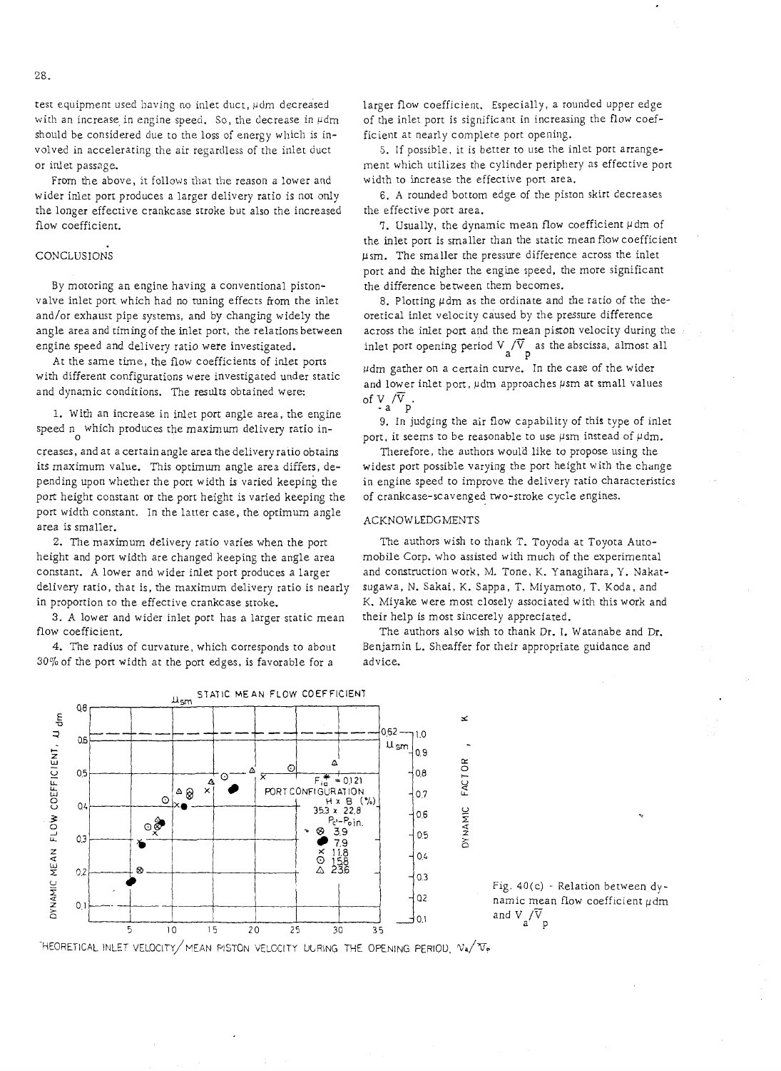test equipment used having no inlet duct, $\mu dm$ decreased with an increase in engine speed. So, the decrease in $\mu dm$ should be considered due to the loss of energy which is involved in accelerating the air regardless of the inlet duct or inlet passage.

From the above, it follows that the reason a lower and wider inlet port produces a larger delivery ratio is not only the longer effective crankcase stroke but also the increased flow coefficient.

## CONCLUSIONS

By motoring an engine having a conventional piston-valve inlet port which had no tuning effects from the inlet and/or exhaust pipe systems, and by changing widely the angle area and timing of the inlet port, the relations between engine speed and delivery ratio were investigated.

At the same time, the flow coefficients of inlet ports with different configurations were investigated under static and dynamic conditions. The results obtained were:

1. With an increase in inlet port angle area, the engine speed $n_o$ which produces the maximum delivery ratio increases, and at a certain angle area the delivery ratio obtains its maximum value. This optimum angle area differs, depending upon whether the port width is varied keeping the port height constant or the port height is varied keeping the port width constant. In the latter case, the optimum angle area is smaller.

2. The maximum delivery ratio varies when the port height and port width are changed keeping the angle area constant. A lower and wider inlet port produces a larger delivery ratio, that is, the maximum delivery ratio is nearly in proportion to the effective crankcase stroke.

3. A lower and wider inlet port has a larger static mean flow coefficient.

4. The radius of curvature, which corresponds to about 30% of the port width at the port edges, is favorable for a larger flow coefficient. Especially, a rounded upper edge of the inlet port is significant in increasing the flow coefficient at nearly complete port opening.

5. If possible, it is better to use the inlet port arrangement which utilizes the cylinder periphery as effective port width to increase the effective port area.

6. A rounded bottom edge of the piston skirt decreases the effective port area.

7. Usually, the dynamic mean flow coefficient $\mu dm$ of the inlet port is smaller than the static mean flow coefficient $\mu sm$. The smaller the pressure difference across the inlet port and the higher the engine speed, the more significant the difference between them becomes.

8. Plotting $\mu dm$ as the ordinate and the ratio of the theoretical inlet velocity caused by the pressure difference across the inlet port and the mean piston velocity during the inlet port opening period $V_a/\overline{V}_p$ as the abscissa, almost all $\mu dm$ gather on a certain curve. In the case of the wider and lower inlet port, $\mu dm$ approaches $\mu sm$ at small values of $V_a/\overline{V}_p$.

9. In judging the air flow capability of this type of inlet port, it seems to be reasonable to use $\mu sm$ instead of $\mu dm$.

Therefore, the authors would like to propose using the widest port possible varying the port height with the change in engine speed to improve the delivery ratio characteristics of crankcase-scavenged two-stroke cycle engines.

## ACKNOWLEDGMENTS

The authors wish to thank T. Toyoda at Toyota Automobile Corp. who assisted with much of the experimental and construction work, M. Tone, K. Yanagihara, Y. Nakatsugawa, N. Sakai, K. Sappa, T. Miyamoto, T. Koda, and K. Miyake were most closely associated with this work and their help is most sincerely appreciated.

The authors also wish to thank Dr. I. Watanabe and Dr. Benjamin L. Sheaffer for their appropriate guidance and advice.

Fig. 40(c) - Relation between dynamic mean flow coefficient $\mu dm$ and $V_a/\overline{V}_p$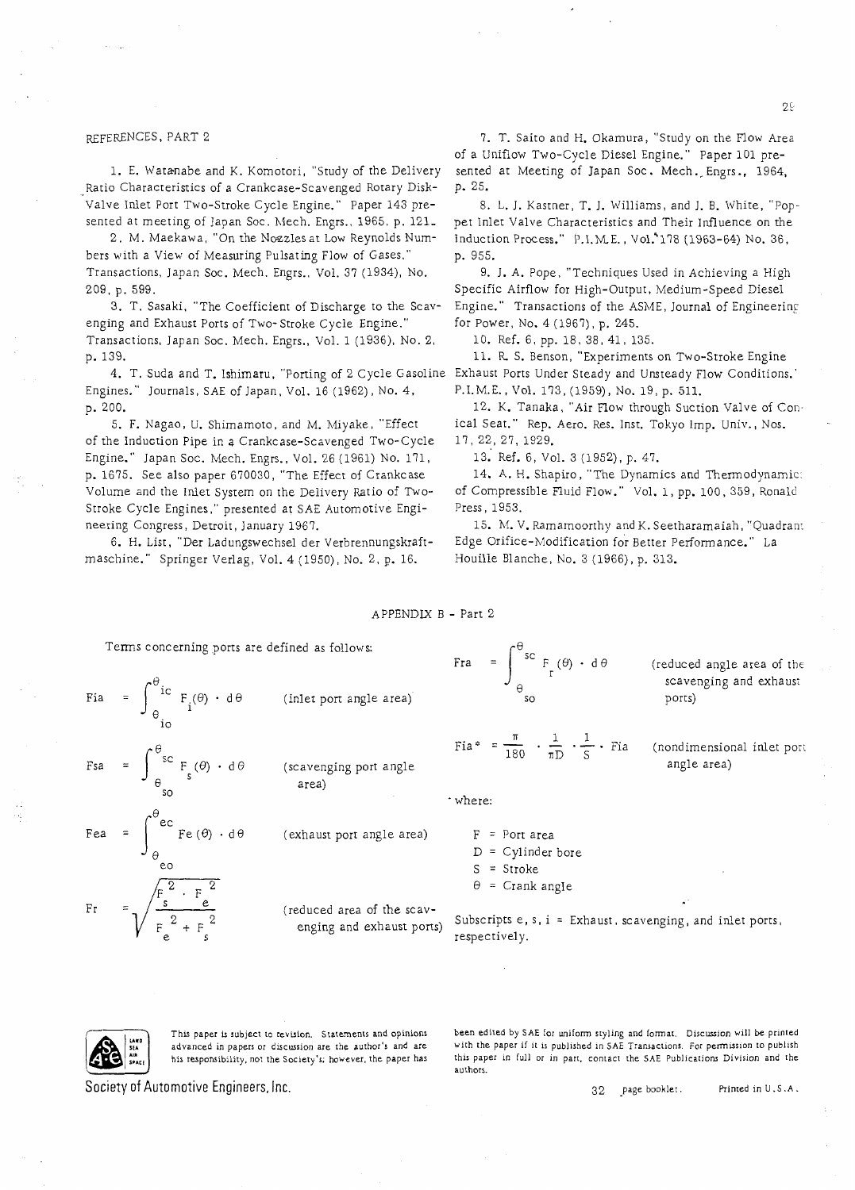REFERENCES, PART 2

1. E. Watanabe and K. Komotori, "Study of the Delivery Ratio Characteristics of a Crankcase-Scavenged Rotary Disk-Valve Inlet Port Two-Stroke Cycle Engine." Paper 143 presented at meeting of Japan Soc. Mech. Engrs., 1965, p. 121.

2. M. Maekawa, "On the Nozzles at Low Reynolds Numbers with a View of Measuring Pulsating Flow of Gases." Transactions, Japan Soc. Mech. Engrs., Vol. 37 (1934), No. 209, p. 599.

3. T. Sasaki, "The Coefficient of Discharge to the Scavenging and Exhaust Ports of Two-Stroke Cycle Engine." Transactions, Japan Soc. Mech. Engrs., Vol. 1 (1936), No. 2, p. 139.

4. T. Suda and T. Ishimaru, "Porting of 2 Cycle Gasoline Engines." Journals, SAE of Japan, Vol. 16 (1962), No. 4, p. 200.

5. F. Nagao, U. Shimamoto, and M. Miyake, "Effect of the Induction Pipe in a Crankcase-Scavenged Two-Cycle Engine." Japan Soc. Mech. Engrs., Vol. 26 (1961) No. 171, p. 1675. See also paper 670030, "The Effect of Crankcase Volume and the Inlet System on the Delivery Ratio of Two-Stroke Cycle Engines," presented at SAE Automotive Engineering Congress, Detroit, January 1967.

6. H. List, "Der Ladungswechsel der Verbrennungskraftmaschine." Springer Verlag, Vol. 4 (1950), No. 2, p. 16.

7. T. Saito and H. Okamura, "Study on the Flow Area of a Uniflow Two-Cycle Diesel Engine." Paper 101 presented at Meeting of Japan Soc. Mech. Engrs., 1964, p. 25.

8. L. J. Kastner, T. J. Williams, and J. B. White, "Poppet Inlet Valve Characteristics and Their Influence on the Induction Process." P.I.M.E., Vol. 178 (1963-64) No. 36, p. 955.

9. J. A. Pope, "Techniques Used in Achieving a High Specific Airflow for High-Output, Medium-Speed Diesel Engine." Transactions of the ASME, Journal of Engineering for Power, No. 4 (1967), p. 245.

10. Ref. 6, pp. 18, 38, 41, 135.

11. R. S. Benson, "Experiments on Two-Stroke Engine Exhaust Ports Under Steady and Unsteady Flow Conditions." P.I.M.E., Vol. 173, (1959), No. 19, p. 511.

12. K. Tanaka, "Air Flow through Suction Valve of Conical Seat." Rep. Aero. Res. Inst. Tokyo Imp. Univ., Nos. 17, 22, 27, 1929.

13. Ref. 6, Vol. 3 (1952), p. 47.

14. A. H. Shapiro, "The Dynamics and Thermodynamics of Compressible Fluid Flow." Vol. 1, pp. 100, 359, Ronald Press, 1953.

15. M. V. Ramamoorthy and K. Seetharamaiah, "Quadrant Edge Orifice-Modification for Better Performance." La Houille Blanche, No. 3 (1966), p. 313.

## APPENDIX B - Part 2

Terms concerning ports are defined as follows:

$$Fia = \int_{\theta_{io}}^{\theta_{ic}} F_i(\theta) \cdot d\theta$$ (inlet port angle area)

$$Fsa = \int_{\theta_{so}}^{\theta_{sc}} F_s(\theta) \cdot d\theta$$ (scavenging port angle area)

$$Fea = \int_{\theta_{eo}}^{\theta_{ec}} Fe(\theta) \cdot d\theta$$ (exhaust port angle area)

$$Fr = \sqrt{\frac{F_s^2 \cdot F_e^2}{F_e^2 + F_s^2}}$$ (reduced area of the scavenging and exhaust ports)

$$Fra = \int_{\theta_{so}}^{\theta_{sc}} F_r(\theta) \cdot d\theta$$ (reduced angle area of the scavenging and exhaust ports)

$$Fia^* = \frac{\pi}{180} \cdot \frac{1}{\pi D} \cdot \frac{1}{S} \cdot Fia$$ (nondimensional inlet port angle area)

where:

$F$ = Port area
$D$ = Cylinder bore
$S$ = Stroke
$\theta$ = Crank angle

Subscripts e, s, i = Exhaust, scavenging, and inlet ports, respectively.

This paper is subject to revision. Statements and opinions advanced in papers or discussion are the author's and are his responsibility, not the Society's; however, the paper has been edited by SAE for uniform styling and format. Discussion will be printed with the paper if it is published in SAE Transactions. For permission to publish this paper in full or in part, contact the SAE Publications Division and the authors.

Society of Automotive Engineers, Inc.

32 page booklet. Printed in U.S.A.